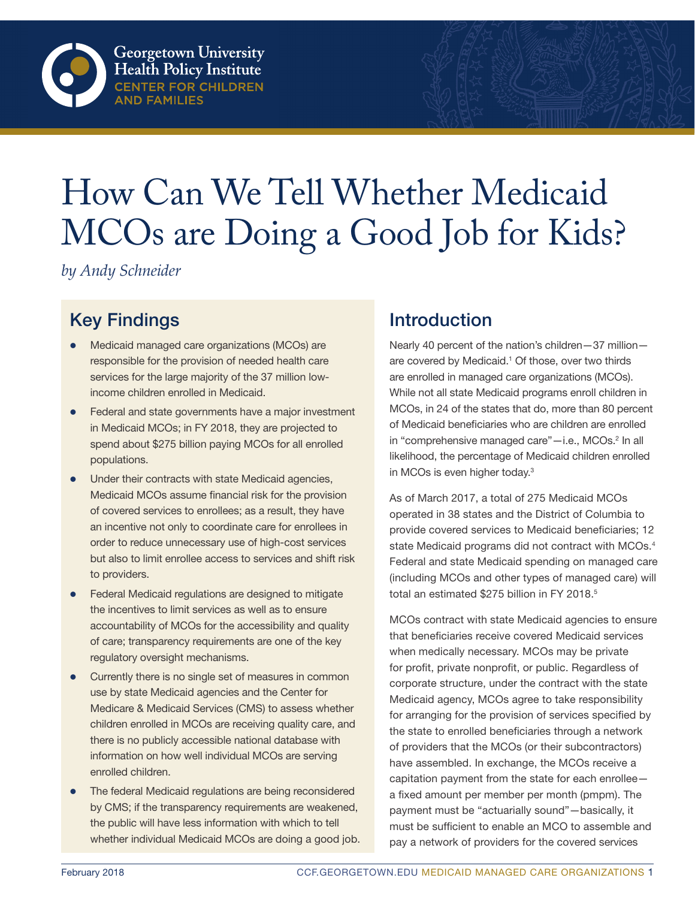Georgetown University Health Policy Institute
CENTER FOR CHILDREN AND FAMILIES

# How Can We Tell Whether Medicaid MCOs are Doing a Good Job for Kids?

*by Andy Schneider*

## Key Findings

- Medicaid managed care organizations (MCOs) are responsible for the provision of needed health care services for the large majority of the 37 million low-income children enrolled in Medicaid.
- Federal and state governments have a major investment in Medicaid MCOs; in FY 2018, they are projected to spend about $275 billion paying MCOs for all enrolled populations.
- Under their contracts with state Medicaid agencies, Medicaid MCOs assume financial risk for the provision of covered services to enrollees; as a result, they have an incentive not only to coordinate care for enrollees in order to reduce unnecessary use of high-cost services but also to limit enrollee access to services and shift risk to providers.
- Federal Medicaid regulations are designed to mitigate the incentives to limit services as well as to ensure accountability of MCOs for the accessibility and quality of care; transparency requirements are one of the key regulatory oversight mechanisms.
- Currently there is no single set of measures in common use by state Medicaid agencies and the Center for Medicare & Medicaid Services (CMS) to assess whether children enrolled in MCOs are receiving quality care, and there is no publicly accessible national database with information on how well individual MCOs are serving enrolled children.
- The federal Medicaid regulations are being reconsidered by CMS; if the transparency requirements are weakened, the public will have less information with which to tell whether individual Medicaid MCOs are doing a good job.

## Introduction

Nearly 40 percent of the nation's children—37 million—are covered by Medicaid.[1] Of those, over two thirds are enrolled in managed care organizations (MCOs). While not all state Medicaid programs enroll children in MCOs, in 24 of the states that do, more than 80 percent of Medicaid beneficiaries who are children are enrolled in "comprehensive managed care"—i.e., MCOs.[2] In all likelihood, the percentage of Medicaid children enrolled in MCOs is even higher today.[3]

As of March 2017, a total of 275 Medicaid MCOs operated in 38 states and the District of Columbia to provide covered services to Medicaid beneficiaries; 12 state Medicaid programs did not contract with MCOs.[4] Federal and state Medicaid spending on managed care (including MCOs and other types of managed care) will total an estimated $275 billion in FY 2018.[5]

MCOs contract with state Medicaid agencies to ensure that beneficiaries receive covered Medicaid services when medically necessary. MCOs may be private for profit, private nonprofit, or public. Regardless of corporate structure, under the contract with the state Medicaid agency, MCOs agree to take responsibility for arranging for the provision of services specified by the state to enrolled beneficiaries through a network of providers that the MCOs (or their subcontractors) have assembled. In exchange, the MCOs receive a capitation payment from the state for each enrollee—a fixed amount per member per month (pmpm). The payment must be "actuarially sound"—basically, it must be sufficient to enable an MCO to assemble and pay a network of providers for the covered services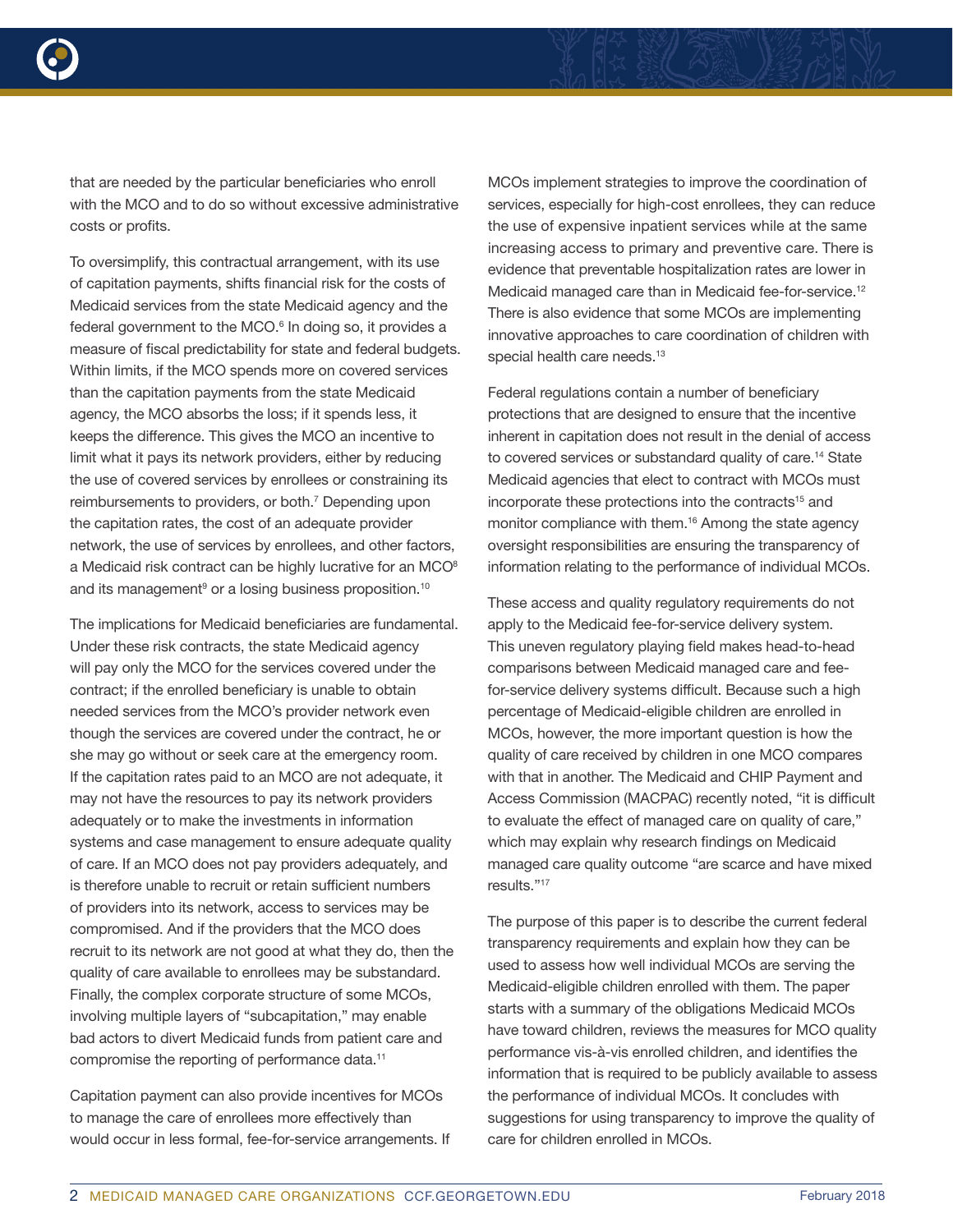that are needed by the particular beneficiaries who enroll with the MCO and to do so without excessive administrative costs or profits.

To oversimplify, this contractual arrangement, with its use of capitation payments, shifts financial risk for the costs of Medicaid services from the state Medicaid agency and the federal government to the MCO.[6] In doing so, it provides a measure of fiscal predictability for state and federal budgets. Within limits, if the MCO spends more on covered services than the capitation payments from the state Medicaid agency, the MCO absorbs the loss; if it spends less, it keeps the difference. This gives the MCO an incentive to limit what it pays its network providers, either by reducing the use of covered services by enrollees or constraining its reimbursements to providers, or both.[7] Depending upon the capitation rates, the cost of an adequate provider network, the use of services by enrollees, and other factors, a Medicaid risk contract can be highly lucrative for an MCO[8] and its management[9] or a losing business proposition.[10]

The implications for Medicaid beneficiaries are fundamental. Under these risk contracts, the state Medicaid agency will pay only the MCO for the services covered under the contract; if the enrolled beneficiary is unable to obtain needed services from the MCO's provider network even though the services are covered under the contract, he or she may go without or seek care at the emergency room. If the capitation rates paid to an MCO are not adequate, it may not have the resources to pay its network providers adequately or to make the investments in information systems and case management to ensure adequate quality of care. If an MCO does not pay providers adequately, and is therefore unable to recruit or retain sufficient numbers of providers into its network, access to services may be compromised. And if the providers that the MCO does recruit to its network are not good at what they do, then the quality of care available to enrollees may be substandard. Finally, the complex corporate structure of some MCOs, involving multiple layers of "subcapitation," may enable bad actors to divert Medicaid funds from patient care and compromise the reporting of performance data.[11]

Capitation payment can also provide incentives for MCOs to manage the care of enrollees more effectively than would occur in less formal, fee-for-service arrangements. If MCOs implement strategies to improve the coordination of services, especially for high-cost enrollees, they can reduce the use of expensive inpatient services while at the same increasing access to primary and preventive care. There is evidence that preventable hospitalization rates are lower in Medicaid managed care than in Medicaid fee-for-service.[12] There is also evidence that some MCOs are implementing innovative approaches to care coordination of children with special health care needs.[13]

Federal regulations contain a number of beneficiary protections that are designed to ensure that the incentive inherent in capitation does not result in the denial of access to covered services or substandard quality of care.[14] State Medicaid agencies that elect to contract with MCOs must incorporate these protections into the contracts[15] and monitor compliance with them.[16] Among the state agency oversight responsibilities are ensuring the transparency of information relating to the performance of individual MCOs.

These access and quality regulatory requirements do not apply to the Medicaid fee-for-service delivery system. This uneven regulatory playing field makes head-to-head comparisons between Medicaid managed care and fee-for-service delivery systems difficult. Because such a high percentage of Medicaid-eligible children are enrolled in MCOs, however, the more important question is how the quality of care received by children in one MCO compares with that in another. The Medicaid and CHIP Payment and Access Commission (MACPAC) recently noted, "it is difficult to evaluate the effect of managed care on quality of care," which may explain why research findings on Medicaid managed care quality outcome "are scarce and have mixed results."[17]

The purpose of this paper is to describe the current federal transparency requirements and explain how they can be used to assess how well individual MCOs are serving the Medicaid-eligible children enrolled with them. The paper starts with a summary of the obligations Medicaid MCOs have toward children, reviews the measures for MCO quality performance vis-à-vis enrolled children, and identifies the information that is required to be publicly available to assess the performance of individual MCOs. It concludes with suggestions for using transparency to improve the quality of care for children enrolled in MCOs.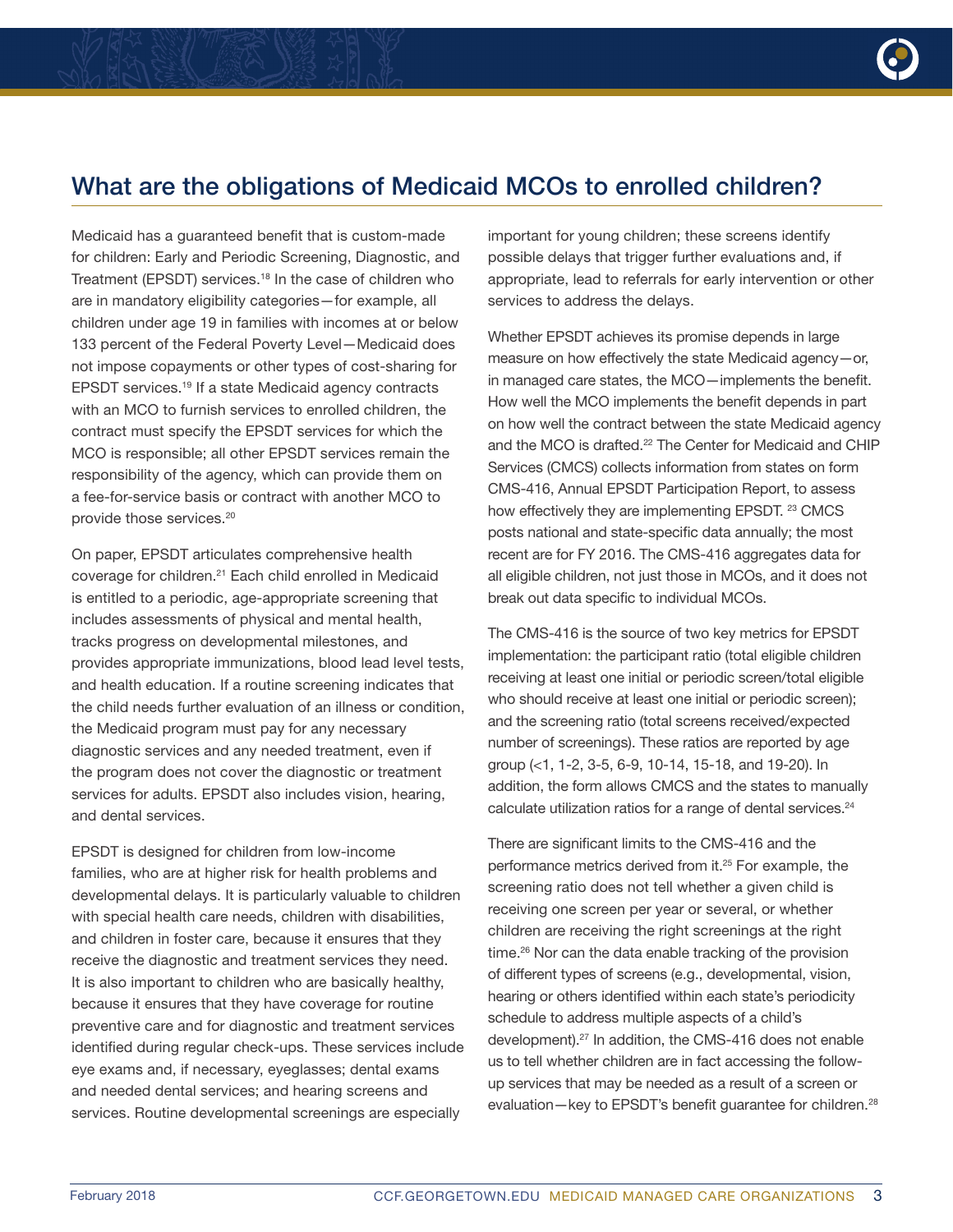## What are the obligations of Medicaid MCOs to enrolled children?

Medicaid has a guaranteed benefit that is custom-made for children: Early and Periodic Screening, Diagnostic, and Treatment (EPSDT) services.[18] In the case of children who are in mandatory eligibility categories—for example, all children under age 19 in families with incomes at or below 133 percent of the Federal Poverty Level—Medicaid does not impose copayments or other types of cost-sharing for EPSDT services.[19] If a state Medicaid agency contracts with an MCO to furnish services to enrolled children, the contract must specify the EPSDT services for which the MCO is responsible; all other EPSDT services remain the responsibility of the agency, which can provide them on a fee-for-service basis or contract with another MCO to provide those services.[20]

On paper, EPSDT articulates comprehensive health coverage for children.[21] Each child enrolled in Medicaid is entitled to a periodic, age-appropriate screening that includes assessments of physical and mental health, tracks progress on developmental milestones, and provides appropriate immunizations, blood lead level tests, and health education. If a routine screening indicates that the child needs further evaluation of an illness or condition, the Medicaid program must pay for any necessary diagnostic services and any needed treatment, even if the program does not cover the diagnostic or treatment services for adults. EPSDT also includes vision, hearing, and dental services.

EPSDT is designed for children from low-income families, who are at higher risk for health problems and developmental delays. It is particularly valuable to children with special health care needs, children with disabilities, and children in foster care, because it ensures that they receive the diagnostic and treatment services they need. It is also important to children who are basically healthy, because it ensures that they have coverage for routine preventive care and for diagnostic and treatment services identified during regular check-ups. These services include eye exams and, if necessary, eyeglasses; dental exams and needed dental services; and hearing screens and services. Routine developmental screenings are especially important for young children; these screens identify possible delays that trigger further evaluations and, if appropriate, lead to referrals for early intervention or other services to address the delays.

Whether EPSDT achieves its promise depends in large measure on how effectively the state Medicaid agency—or, in managed care states, the MCO—implements the benefit. How well the MCO implements the benefit depends in part on how well the contract between the state Medicaid agency and the MCO is drafted.[22] The Center for Medicaid and CHIP Services (CMCS) collects information from states on form CMS-416, Annual EPSDT Participation Report, to assess how effectively they are implementing EPSDT.[23] CMCS posts national and state-specific data annually; the most recent are for FY 2016. The CMS-416 aggregates data for all eligible children, not just those in MCOs, and it does not break out data specific to individual MCOs.

The CMS-416 is the source of two key metrics for EPSDT implementation: the participant ratio (total eligible children receiving at least one initial or periodic screen/total eligible who should receive at least one initial or periodic screen); and the screening ratio (total screens received/expected number of screenings). These ratios are reported by age group (<1, 1-2, 3-5, 6-9, 10-14, 15-18, and 19-20). In addition, the form allows CMCS and the states to manually calculate utilization ratios for a range of dental services.[24]

There are significant limits to the CMS-416 and the performance metrics derived from it.[25] For example, the screening ratio does not tell whether a given child is receiving one screen per year or several, or whether children are receiving the right screenings at the right time.[26] Nor can the data enable tracking of the provision of different types of screens (e.g., developmental, vision, hearing or others identified within each state's periodicity schedule to address multiple aspects of a child's development).[27] In addition, the CMS-416 does not enable us to tell whether children are in fact accessing the follow-up services that may be needed as a result of a screen or evaluation—key to EPSDT's benefit guarantee for children.[28]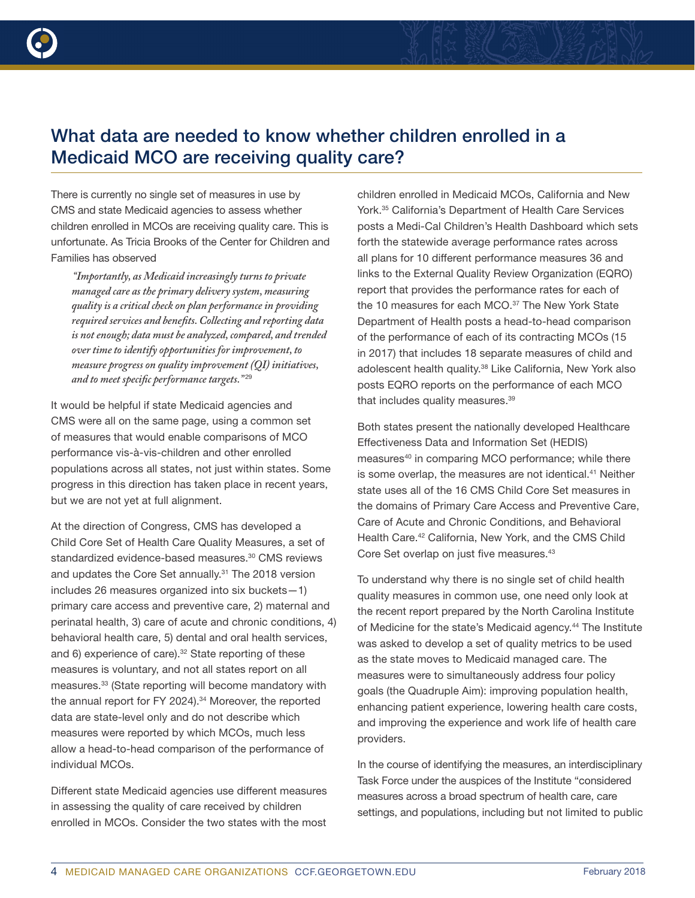## What data are needed to know whether children enrolled in a Medicaid MCO are receiving quality care?

There is currently no single set of measures in use by CMS and state Medicaid agencies to assess whether children enrolled in MCOs are receiving quality care. This is unfortunate. As Tricia Brooks of the Center for Children and Families has observed

> *"Importantly, as Medicaid increasingly turns to private managed care as the primary delivery system, measuring quality is a critical check on plan performance in providing required services and benefits. Collecting and reporting data is not enough; data must be analyzed, compared, and trended over time to identify opportunities for improvement, to measure progress on quality improvement (QI) initiatives, and to meet specific performance targets."*[29]

It would be helpful if state Medicaid agencies and CMS were all on the same page, using a common set of measures that would enable comparisons of MCO performance vis-à-vis-children and other enrolled populations across all states, not just within states. Some progress in this direction has taken place in recent years, but we are not yet at full alignment.

At the direction of Congress, CMS has developed a Child Core Set of Health Care Quality Measures, a set of standardized evidence-based measures.[30] CMS reviews and updates the Core Set annually.[31] The 2018 version includes 26 measures organized into six buckets—1) primary care access and preventive care, 2) maternal and perinatal health, 3) care of acute and chronic conditions, 4) behavioral health care, 5) dental and oral health services, and 6) experience of care).[32] State reporting of these measures is voluntary, and not all states report on all measures.[33] (State reporting will become mandatory with the annual report for FY 2024).[34] Moreover, the reported data are state-level only and do not describe which measures were reported by which MCOs, much less allow a head-to-head comparison of the performance of individual MCOs.

Different state Medicaid agencies use different measures in assessing the quality of care received by children enrolled in MCOs. Consider the two states with the most children enrolled in Medicaid MCOs, California and New York.[35] California's Department of Health Care Services posts a Medi-Cal Children's Health Dashboard which sets forth the statewide average performance rates across all plans for 10 different performance measures 36 and links to the External Quality Review Organization (EQRO) report that provides the performance rates for each of the 10 measures for each MCO.[37] The New York State Department of Health posts a head-to-head comparison of the performance of each of its contracting MCOs (15 in 2017) that includes 18 separate measures of child and adolescent health quality.[38] Like California, New York also posts EQRO reports on the performance of each MCO that includes quality measures.[39]

Both states present the nationally developed Healthcare Effectiveness Data and Information Set (HEDIS) measures[40] in comparing MCO performance; while there is some overlap, the measures are not identical.[41] Neither state uses all of the 16 CMS Child Core Set measures in the domains of Primary Care Access and Preventive Care, Care of Acute and Chronic Conditions, and Behavioral Health Care.[42] California, New York, and the CMS Child Core Set overlap on just five measures.[43]

To understand why there is no single set of child health quality measures in common use, one need only look at the recent report prepared by the North Carolina Institute of Medicine for the state's Medicaid agency.[44] The Institute was asked to develop a set of quality metrics to be used as the state moves to Medicaid managed care. The measures were to simultaneously address four policy goals (the Quadruple Aim): improving population health, enhancing patient experience, lowering health care costs, and improving the experience and work life of health care providers.

In the course of identifying the measures, an interdisciplinary Task Force under the auspices of the Institute "considered measures across a broad spectrum of health care, care settings, and populations, including but not limited to public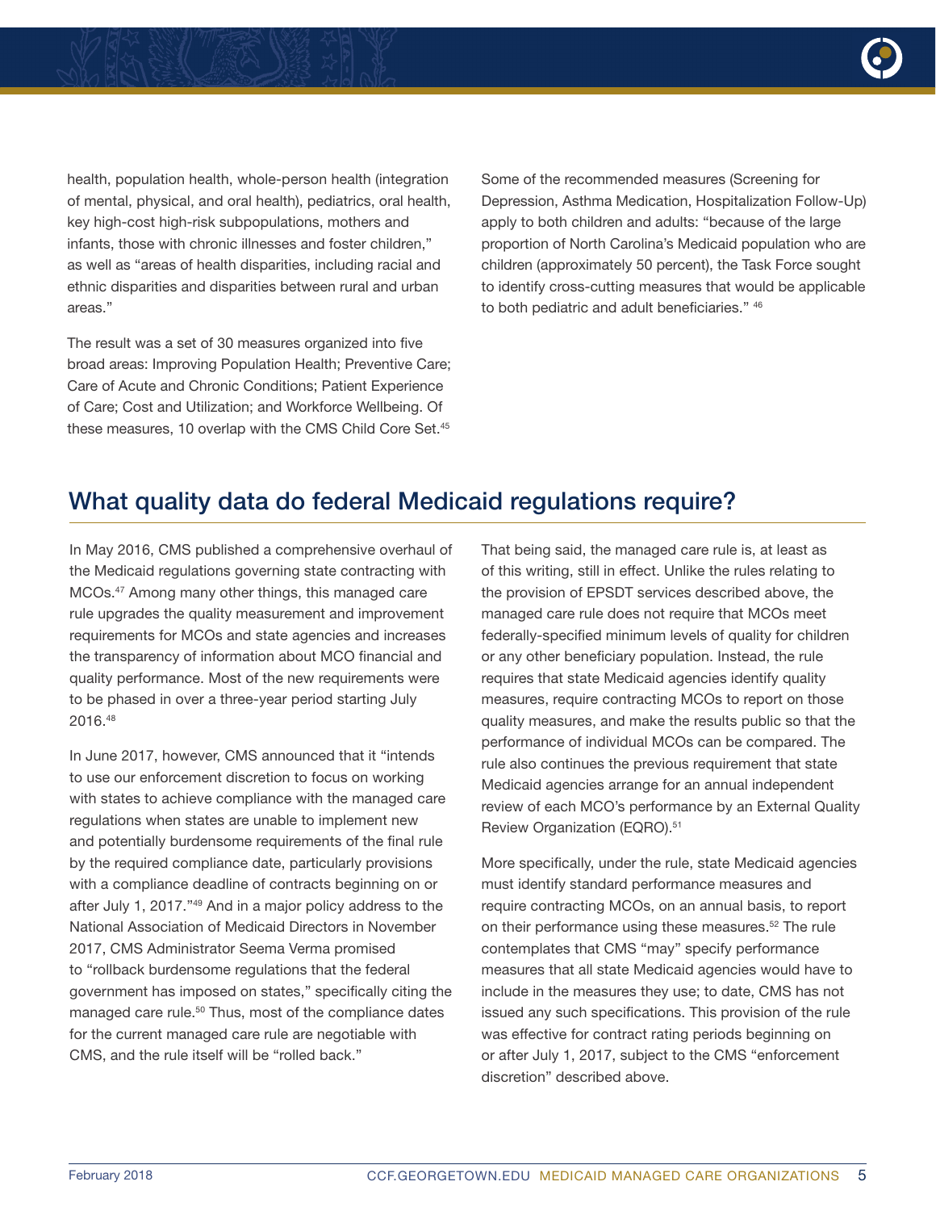health, population health, whole-person health (integration of mental, physical, and oral health), pediatrics, oral health, key high-cost high-risk subpopulations, mothers and infants, those with chronic illnesses and foster children," as well as "areas of health disparities, including racial and ethnic disparities and disparities between rural and urban areas."

The result was a set of 30 measures organized into five broad areas: Improving Population Health; Preventive Care; Care of Acute and Chronic Conditions; Patient Experience of Care; Cost and Utilization; and Workforce Wellbeing. Of these measures, 10 overlap with the CMS Child Core Set.[45]

Some of the recommended measures (Screening for Depression, Asthma Medication, Hospitalization Follow-Up) apply to both children and adults: "because of the large proportion of North Carolina's Medicaid population who are children (approximately 50 percent), the Task Force sought to identify cross-cutting measures that would be applicable to both pediatric and adult beneficiaries." [46]

## What quality data do federal Medicaid regulations require?

In May 2016, CMS published a comprehensive overhaul of the Medicaid regulations governing state contracting with MCOs.[47] Among many other things, this managed care rule upgrades the quality measurement and improvement requirements for MCOs and state agencies and increases the transparency of information about MCO financial and quality performance. Most of the new requirements were to be phased in over a three-year period starting July 2016.[48]

In June 2017, however, CMS announced that it "intends to use our enforcement discretion to focus on working with states to achieve compliance with the managed care regulations when states are unable to implement new and potentially burdensome requirements of the final rule by the required compliance date, particularly provisions with a compliance deadline of contracts beginning on or after July 1, 2017."[49] And in a major policy address to the National Association of Medicaid Directors in November 2017, CMS Administrator Seema Verma promised to "rollback burdensome regulations that the federal government has imposed on states," specifically citing the managed care rule.[50] Thus, most of the compliance dates for the current managed care rule are negotiable with CMS, and the rule itself will be "rolled back."

That being said, the managed care rule is, at least as of this writing, still in effect. Unlike the rules relating to the provision of EPSDT services described above, the managed care rule does not require that MCOs meet federally-specified minimum levels of quality for children or any other beneficiary population. Instead, the rule requires that state Medicaid agencies identify quality measures, require contracting MCOs to report on those quality measures, and make the results public so that the performance of individual MCOs can be compared. The rule also continues the previous requirement that state Medicaid agencies arrange for an annual independent review of each MCO's performance by an External Quality Review Organization (EQRO).[51]

More specifically, under the rule, state Medicaid agencies must identify standard performance measures and require contracting MCOs, on an annual basis, to report on their performance using these measures.[52] The rule contemplates that CMS "may" specify performance measures that all state Medicaid agencies would have to include in the measures they use; to date, CMS has not issued any such specifications. This provision of the rule was effective for contract rating periods beginning on or after July 1, 2017, subject to the CMS "enforcement discretion" described above.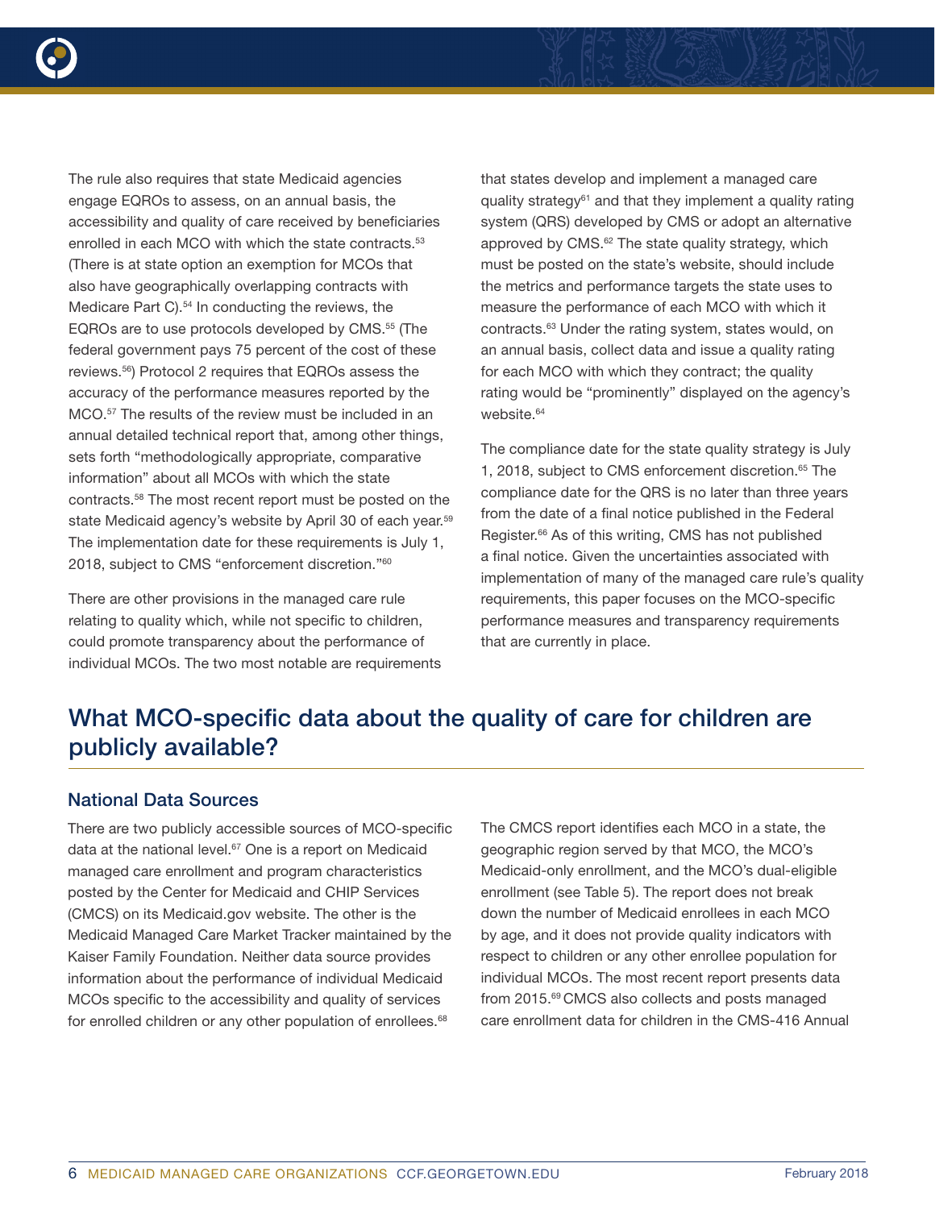The rule also requires that state Medicaid agencies engage EQROs to assess, on an annual basis, the accessibility and quality of care received by beneficiaries enrolled in each MCO with which the state contracts.[53] (There is at state option an exemption for MCOs that also have geographically overlapping contracts with Medicare Part C).[54] In conducting the reviews, the EQROs are to use protocols developed by CMS.[55] (The federal government pays 75 percent of the cost of these reviews.[56]) Protocol 2 requires that EQROs assess the accuracy of the performance measures reported by the MCO.[57] The results of the review must be included in an annual detailed technical report that, among other things, sets forth "methodologically appropriate, comparative information" about all MCOs with which the state contracts.[58] The most recent report must be posted on the state Medicaid agency's website by April 30 of each year.[59] The implementation date for these requirements is July 1, 2018, subject to CMS "enforcement discretion."[60]

There are other provisions in the managed care rule relating to quality which, while not specific to children, could promote transparency about the performance of individual MCOs. The two most notable are requirements that states develop and implement a managed care quality strategy[61] and that they implement a quality rating system (QRS) developed by CMS or adopt an alternative approved by CMS.[62] The state quality strategy, which must be posted on the state's website, should include the metrics and performance targets the state uses to measure the performance of each MCO with which it contracts.[63] Under the rating system, states would, on an annual basis, collect data and issue a quality rating for each MCO with which they contract; the quality rating would be "prominently" displayed on the agency's website.[64]

The compliance date for the state quality strategy is July 1, 2018, subject to CMS enforcement discretion.[65] The compliance date for the QRS is no later than three years from the date of a final notice published in the Federal Register.[66] As of this writing, CMS has not published a final notice. Given the uncertainties associated with implementation of many of the managed care rule's quality requirements, this paper focuses on the MCO-specific performance measures and transparency requirements that are currently in place.

## What MCO-specific data about the quality of care for children are publicly available?

### National Data Sources

There are two publicly accessible sources of MCO-specific data at the national level.[67] One is a report on Medicaid managed care enrollment and program characteristics posted by the Center for Medicaid and CHIP Services (CMCS) on its Medicaid.gov website. The other is the Medicaid Managed Care Market Tracker maintained by the Kaiser Family Foundation. Neither data source provides information about the performance of individual Medicaid MCOs specific to the accessibility and quality of services for enrolled children or any other population of enrollees.[68]

The CMCS report identifies each MCO in a state, the geographic region served by that MCO, the MCO's Medicaid-only enrollment, and the MCO's dual-eligible enrollment (see Table 5). The report does not break down the number of Medicaid enrollees in each MCO by age, and it does not provide quality indicators with respect to children or any other enrollee population for individual MCOs. The most recent report presents data from 2015.[69] CMCS also collects and posts managed care enrollment data for children in the CMS-416 Annual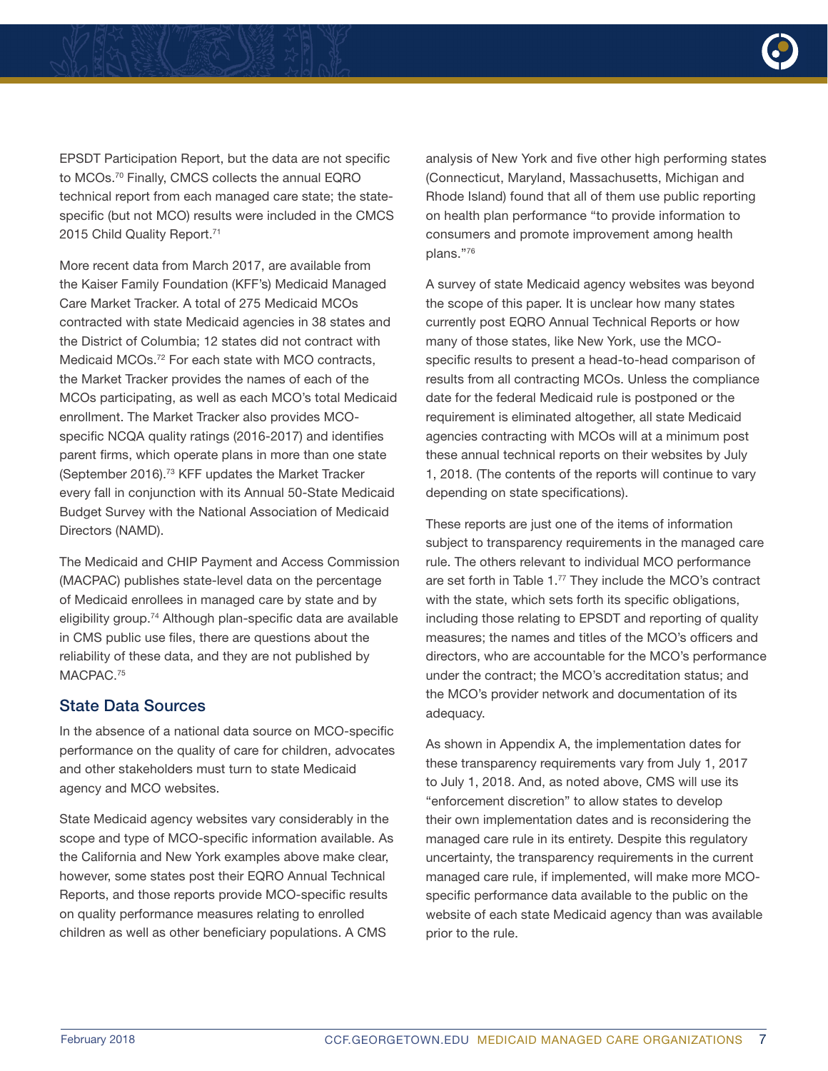EPSDT Participation Report, but the data are not specific to MCOs.[70] Finally, CMCS collects the annual EQRO technical report from each managed care state; the state-specific (but not MCO) results were included in the CMCS 2015 Child Quality Report.[71]

More recent data from March 2017, are available from the Kaiser Family Foundation (KFF's) Medicaid Managed Care Market Tracker. A total of 275 Medicaid MCOs contracted with state Medicaid agencies in 38 states and the District of Columbia; 12 states did not contract with Medicaid MCOs.[72] For each state with MCO contracts, the Market Tracker provides the names of each of the MCOs participating, as well as each MCO's total Medicaid enrollment. The Market Tracker also provides MCO-specific NCQA quality ratings (2016-2017) and identifies parent firms, which operate plans in more than one state (September 2016).[73] KFF updates the Market Tracker every fall in conjunction with its Annual 50-State Medicaid Budget Survey with the National Association of Medicaid Directors (NAMD).

The Medicaid and CHIP Payment and Access Commission (MACPAC) publishes state-level data on the percentage of Medicaid enrollees in managed care by state and by eligibility group.[74] Although plan-specific data are available in CMS public use files, there are questions about the reliability of these data, and they are not published by MACPAC.[75]

## State Data Sources

In the absence of a national data source on MCO-specific performance on the quality of care for children, advocates and other stakeholders must turn to state Medicaid agency and MCO websites.

State Medicaid agency websites vary considerably in the scope and type of MCO-specific information available. As the California and New York examples above make clear, however, some states post their EQRO Annual Technical Reports, and those reports provide MCO-specific results on quality performance measures relating to enrolled children as well as other beneficiary populations. A CMS analysis of New York and five other high performing states (Connecticut, Maryland, Massachusetts, Michigan and Rhode Island) found that all of them use public reporting on health plan performance "to provide information to consumers and promote improvement among health plans."[76]

A survey of state Medicaid agency websites was beyond the scope of this paper. It is unclear how many states currently post EQRO Annual Technical Reports or how many of those states, like New York, use the MCO-specific results to present a head-to-head comparison of results from all contracting MCOs. Unless the compliance date for the federal Medicaid rule is postponed or the requirement is eliminated altogether, all state Medicaid agencies contracting with MCOs will at a minimum post these annual technical reports on their websites by July 1, 2018. (The contents of the reports will continue to vary depending on state specifications).

These reports are just one of the items of information subject to transparency requirements in the managed care rule. The others relevant to individual MCO performance are set forth in Table 1.[77] They include the MCO's contract with the state, which sets forth its specific obligations, including those relating to EPSDT and reporting of quality measures; the names and titles of the MCO's officers and directors, who are accountable for the MCO's performance under the contract; the MCO's accreditation status; and the MCO's provider network and documentation of its adequacy.

As shown in Appendix A, the implementation dates for these transparency requirements vary from July 1, 2017 to July 1, 2018. And, as noted above, CMS will use its "enforcement discretion" to allow states to develop their own implementation dates and is reconsidering the managed care rule in its entirety. Despite this regulatory uncertainty, the transparency requirements in the current managed care rule, if implemented, will make more MCO-specific performance data available to the public on the website of each state Medicaid agency than was available prior to the rule.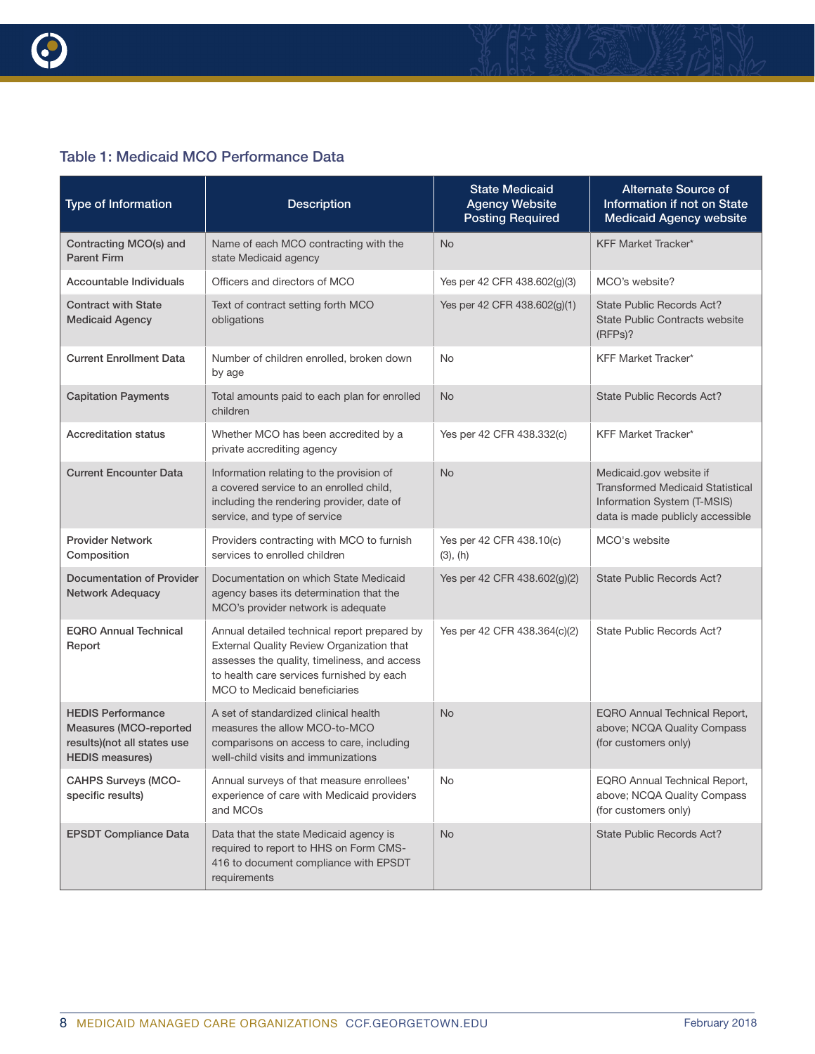### Table 1: Medicaid MCO Performance Data

| Type of Information | Description | State Medicaid Agency Website Posting Required | Alternate Source of Information if not on State Medicaid Agency website |
|---|---|---|---|
| **Contracting MCO(s) and Parent Firm** | Name of each MCO contracting with the state Medicaid agency | No | KFF Market Tracker* |
| **Accountable Individuals** | Officers and directors of MCO | Yes per 42 CFR 438.602(g)(3) | MCO's website? |
| **Contract with State Medicaid Agency** | Text of contract setting forth MCO obligations | Yes per 42 CFR 438.602(g)(1) | State Public Records Act? State Public Contracts website (RFPs)? |
| **Current Enrollment Data** | Number of children enrolled, broken down by age | No | KFF Market Tracker* |
| **Capitation Payments** | Total amounts paid to each plan for enrolled children | No | State Public Records Act? |
| **Accreditation status** | Whether MCO has been accredited by a private accrediting agency | Yes per 42 CFR 438.332(c) | KFF Market Tracker* |
| **Current Encounter Data** | Information relating to the provision of a covered service to an enrolled child, including the rendering provider, date of service, and type of service | No | Medicaid.gov website if Transformed Medicaid Statistical Information System (T-MSIS) data is made publicly accessible |
| **Provider Network Composition** | Providers contracting with MCO to furnish services to enrolled children | Yes per 42 CFR 438.10(c)(3), (h) | MCO's website |
| **Documentation of Provider Network Adequacy** | Documentation on which State Medicaid agency bases its determination that the MCO's provider network is adequate | Yes per 42 CFR 438.602(g)(2) | State Public Records Act? |
| **EQRO Annual Technical Report** | Annual detailed technical report prepared by External Quality Review Organization that assesses the quality, timeliness, and access to health care services furnished by each MCO to Medicaid beneficiaries | Yes per 42 CFR 438.364(c)(2) | State Public Records Act? |
| **HEDIS Performance Measures (MCO-reported results)(not all states use HEDIS measures)** | A set of standardized clinical health measures the allow MCO-to-MCO comparisons on access to care, including well-child visits and immunizations | No | EQRO Annual Technical Report, above; NCQA Quality Compass (for customers only) |
| **CAHPS Surveys (MCO-specific results)** | Annual surveys of that measure enrollees' experience of care with Medicaid providers and MCOs | No | EQRO Annual Technical Report, above; NCQA Quality Compass (for customers only) |
| **EPSDT Compliance Data** | Data that the state Medicaid agency is required to report to HHS on Form CMS-416 to document compliance with EPSDT requirements | No | State Public Records Act? |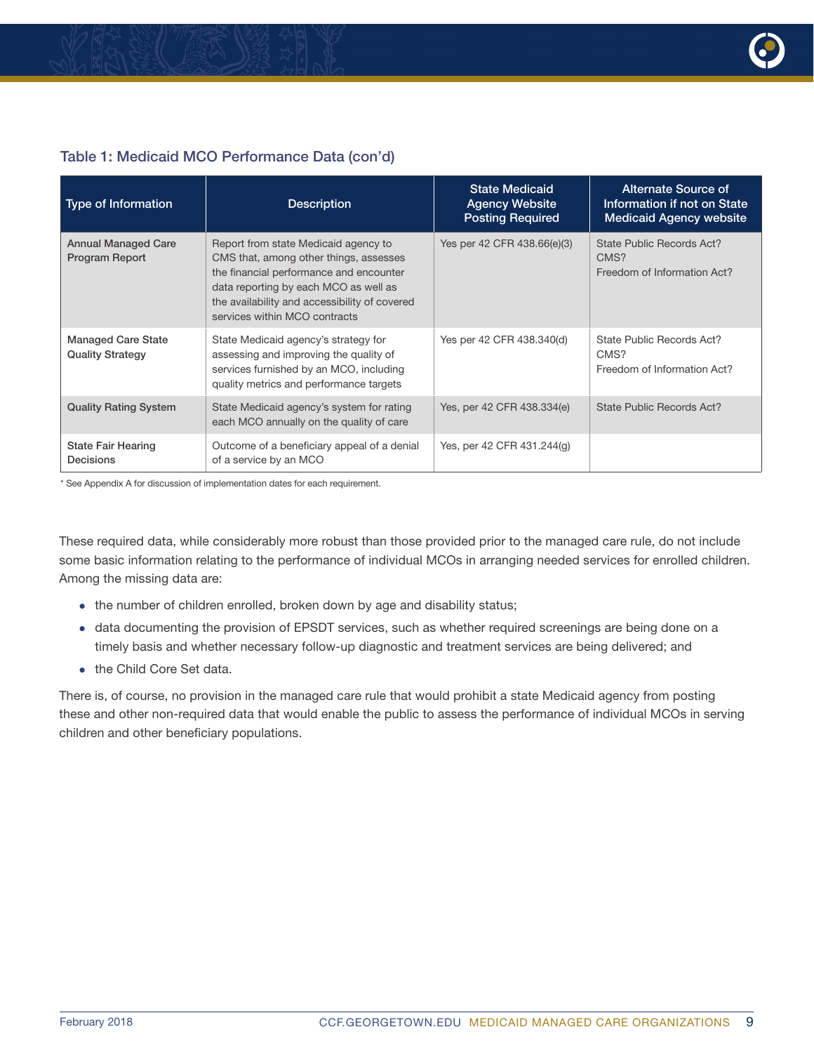### Table 1: Medicaid MCO Performance Data (con'd)

| Type of Information | Description | State Medicaid Agency Website Posting Required | Alternate Source of Information if not on State Medicaid Agency website |
|---|---|---|---|
| Annual Managed Care Program Report | Report from state Medicaid agency to CMS that, among other things, assesses the financial performance and encounter data reporting by each MCO as well as the availability and accessibility of covered services within MCO contracts | Yes per 42 CFR 438.66(e)(3) | State Public Records Act?<br>CMS?<br>Freedom of Information Act? |
| Managed Care State Quality Strategy | State Medicaid agency's strategy for assessing and improving the quality of services furnished by an MCO, including quality metrics and performance targets | Yes per 42 CFR 438.340(d) | State Public Records Act?<br>CMS?<br>Freedom of Information Act? |
| Quality Rating System | State Medicaid agency's system for rating each MCO annually on the quality of care | Yes, per 42 CFR 438.334(e) | State Public Records Act? |
| State Fair Hearing Decisions | Outcome of a beneficiary appeal of a denial of a service by an MCO | Yes, per 42 CFR 431.244(g) | |

* See Appendix A for discussion of implementation dates for each requirement.

These required data, while considerably more robust than those provided prior to the managed care rule, do not include some basic information relating to the performance of individual MCOs in arranging needed services for enrolled children. Among the missing data are:

- the number of children enrolled, broken down by age and disability status;
- data documenting the provision of EPSDT services, such as whether required screenings are being done on a timely basis and whether necessary follow-up diagnostic and treatment services are being delivered; and
- the Child Core Set data.

There is, of course, no provision in the managed care rule that would prohibit a state Medicaid agency from posting these and other non-required data that would enable the public to assess the performance of individual MCOs in serving children and other beneficiary populations.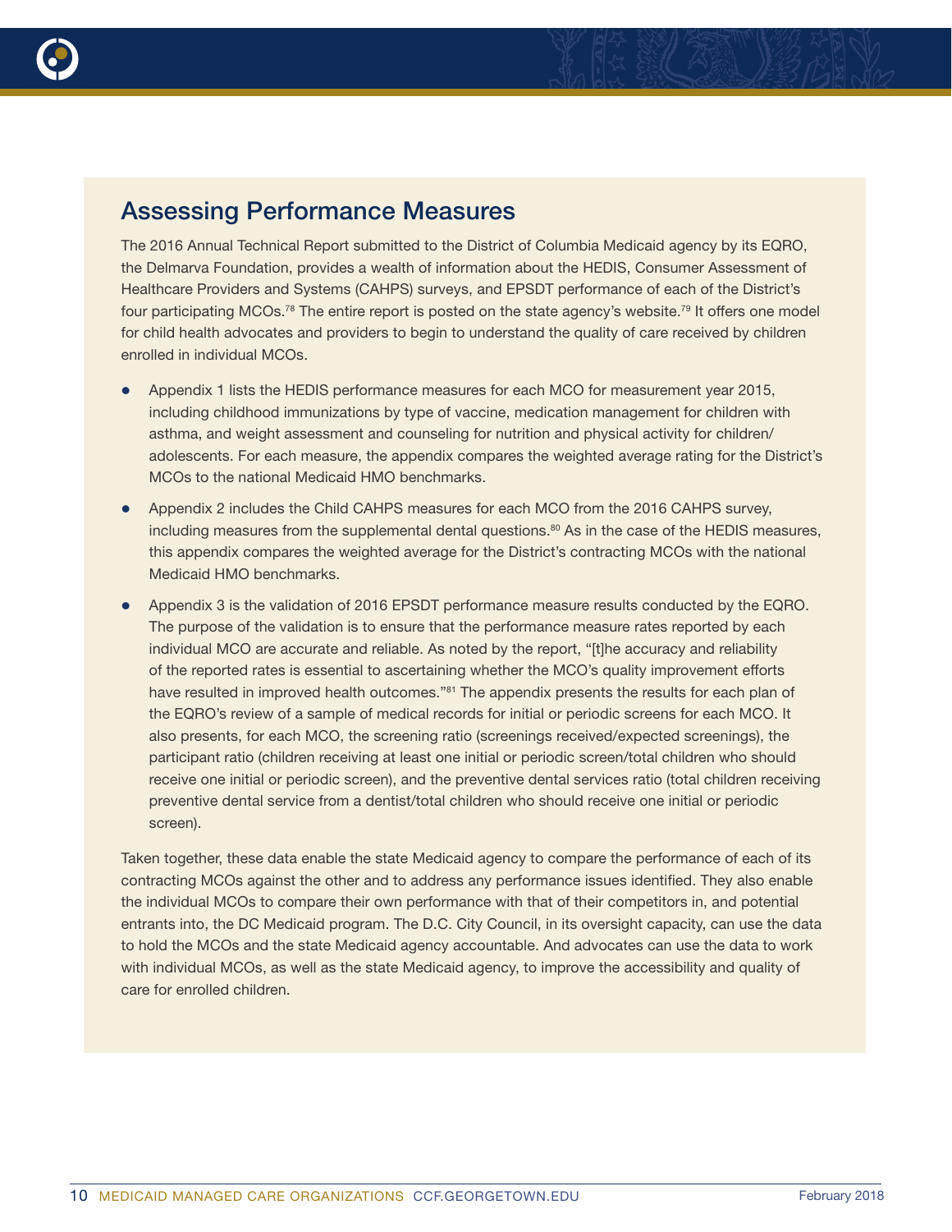## Assessing Performance Measures

The 2016 Annual Technical Report submitted to the District of Columbia Medicaid agency by its EQRO, the Delmarva Foundation, provides a wealth of information about the HEDIS, Consumer Assessment of Healthcare Providers and Systems (CAHPS) surveys, and EPSDT performance of each of the District's four participating MCOs.[78] The entire report is posted on the state agency's website.[79] It offers one model for child health advocates and providers to begin to understand the quality of care received by children enrolled in individual MCOs.

- Appendix 1 lists the HEDIS performance measures for each MCO for measurement year 2015, including childhood immunizations by type of vaccine, medication management for children with asthma, and weight assessment and counseling for nutrition and physical activity for children/adolescents. For each measure, the appendix compares the weighted average rating for the District's MCOs to the national Medicaid HMO benchmarks.
- Appendix 2 includes the Child CAHPS measures for each MCO from the 2016 CAHPS survey, including measures from the supplemental dental questions.[80] As in the case of the HEDIS measures, this appendix compares the weighted average for the District's contracting MCOs with the national Medicaid HMO benchmarks.
- Appendix 3 is the validation of 2016 EPSDT performance measure results conducted by the EQRO. The purpose of the validation is to ensure that the performance measure rates reported by each individual MCO are accurate and reliable. As noted by the report, "[t]he accuracy and reliability of the reported rates is essential to ascertaining whether the MCO's quality improvement efforts have resulted in improved health outcomes."[81] The appendix presents the results for each plan of the EQRO's review of a sample of medical records for initial or periodic screens for each MCO. It also presents, for each MCO, the screening ratio (screenings received/expected screenings), the participant ratio (children receiving at least one initial or periodic screen/total children who should receive one initial or periodic screen), and the preventive dental services ratio (total children receiving preventive dental service from a dentist/total children who should receive one initial or periodic screen).

Taken together, these data enable the state Medicaid agency to compare the performance of each of its contracting MCOs against the other and to address any performance issues identified. They also enable the individual MCOs to compare their own performance with that of their competitors in, and potential entrants into, the DC Medicaid program. The D.C. City Council, in its oversight capacity, can use the data to hold the MCOs and the state Medicaid agency accountable. And advocates can use the data to work with individual MCOs, as well as the state Medicaid agency, to improve the accessibility and quality of care for enrolled children.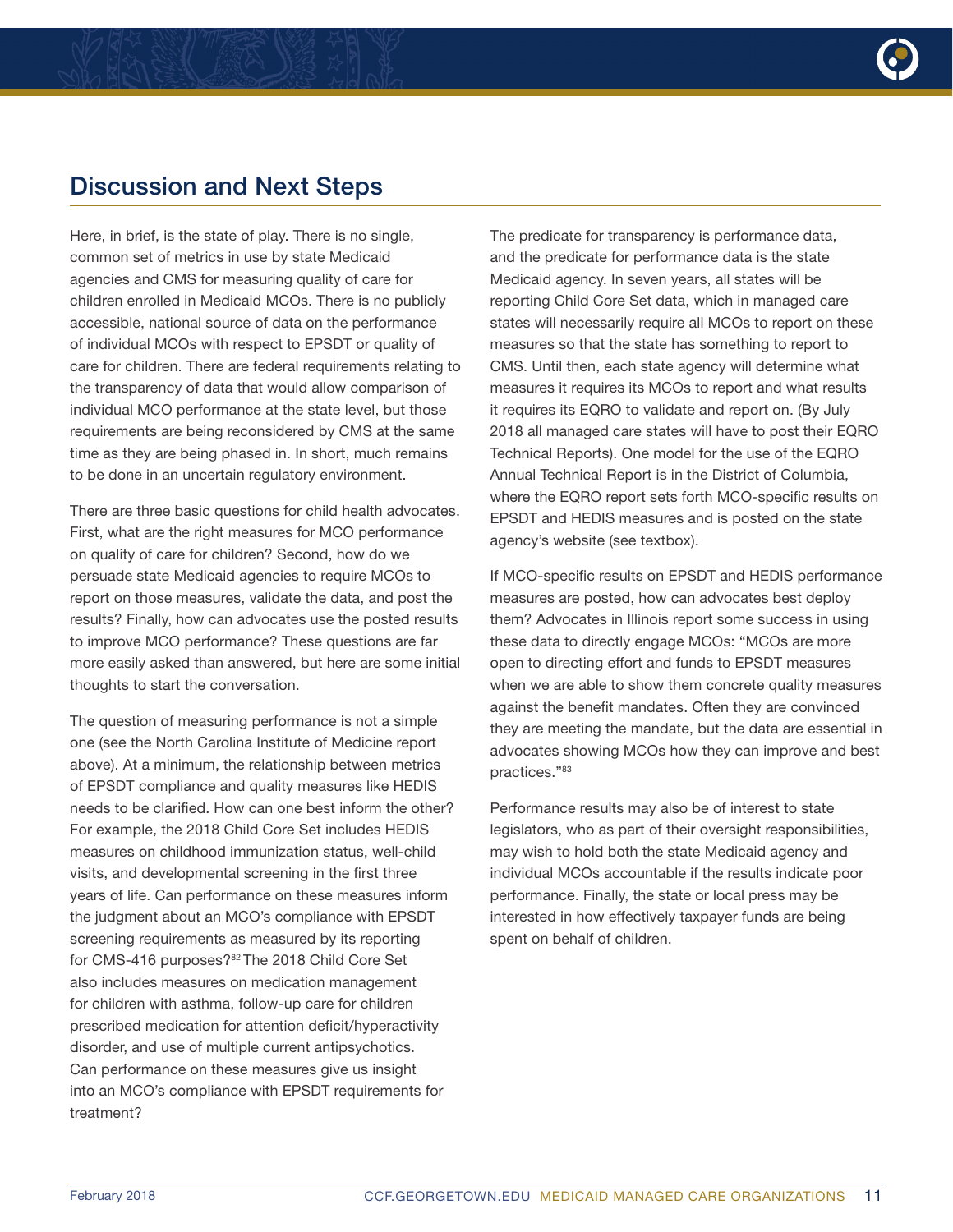## Discussion and Next Steps

Here, in brief, is the state of play. There is no single, common set of metrics in use by state Medicaid agencies and CMS for measuring quality of care for children enrolled in Medicaid MCOs. There is no publicly accessible, national source of data on the performance of individual MCOs with respect to EPSDT or quality of care for children. There are federal requirements relating to the transparency of data that would allow comparison of individual MCO performance at the state level, but those requirements are being reconsidered by CMS at the same time as they are being phased in. In short, much remains to be done in an uncertain regulatory environment.

There are three basic questions for child health advocates. First, what are the right measures for MCO performance on quality of care for children? Second, how do we persuade state Medicaid agencies to require MCOs to report on those measures, validate the data, and post the results? Finally, how can advocates use the posted results to improve MCO performance? These questions are far more easily asked than answered, but here are some initial thoughts to start the conversation.

The question of measuring performance is not a simple one (see the North Carolina Institute of Medicine report above). At a minimum, the relationship between metrics of EPSDT compliance and quality measures like HEDIS needs to be clarified. How can one best inform the other? For example, the 2018 Child Core Set includes HEDIS measures on childhood immunization status, well-child visits, and developmental screening in the first three years of life. Can performance on these measures inform the judgment about an MCO's compliance with EPSDT screening requirements as measured by its reporting for CMS-416 purposes?[82] The 2018 Child Core Set also includes measures on medication management for children with asthma, follow-up care for children prescribed medication for attention deficit/hyperactivity disorder, and use of multiple current antipsychotics. Can performance on these measures give us insight into an MCO's compliance with EPSDT requirements for treatment?

The predicate for transparency is performance data, and the predicate for performance data is the state Medicaid agency. In seven years, all states will be reporting Child Core Set data, which in managed care states will necessarily require all MCOs to report on these measures so that the state has something to report to CMS. Until then, each state agency will determine what measures it requires its MCOs to report and what results it requires its EQRO to validate and report on. (By July 2018 all managed care states will have to post their EQRO Technical Reports). One model for the use of the EQRO Annual Technical Report is in the District of Columbia, where the EQRO report sets forth MCO-specific results on EPSDT and HEDIS measures and is posted on the state agency's website (see textbox).

If MCO-specific results on EPSDT and HEDIS performance measures are posted, how can advocates best deploy them? Advocates in Illinois report some success in using these data to directly engage MCOs: "MCOs are more open to directing effort and funds to EPSDT measures when we are able to show them concrete quality measures against the benefit mandates. Often they are convinced they are meeting the mandate, but the data are essential in advocates showing MCOs how they can improve and best practices."[83]

Performance results may also be of interest to state legislators, who as part of their oversight responsibilities, may wish to hold both the state Medicaid agency and individual MCOs accountable if the results indicate poor performance. Finally, the state or local press may be interested in how effectively taxpayer funds are being spent on behalf of children.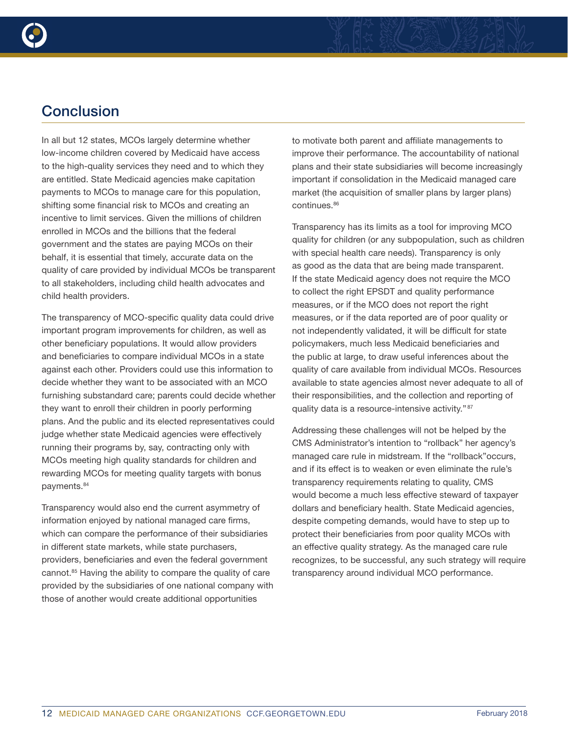## Conclusion

In all but 12 states, MCOs largely determine whether low-income children covered by Medicaid have access to the high-quality services they need and to which they are entitled. State Medicaid agencies make capitation payments to MCOs to manage care for this population, shifting some financial risk to MCOs and creating an incentive to limit services. Given the millions of children enrolled in MCOs and the billions that the federal government and the states are paying MCOs on their behalf, it is essential that timely, accurate data on the quality of care provided by individual MCOs be transparent to all stakeholders, including child health advocates and child health providers.

The transparency of MCO-specific quality data could drive important program improvements for children, as well as other beneficiary populations. It would allow providers and beneficiaries to compare individual MCOs in a state against each other. Providers could use this information to decide whether they want to be associated with an MCO furnishing substandard care; parents could decide whether they want to enroll their children in poorly performing plans. And the public and its elected representatives could judge whether state Medicaid agencies were effectively running their programs by, say, contracting only with MCOs meeting high quality standards for children and rewarding MCOs for meeting quality targets with bonus payments.[84]

Transparency would also end the current asymmetry of information enjoyed by national managed care firms, which can compare the performance of their subsidiaries in different state markets, while state purchasers, providers, beneficiaries and even the federal government cannot.[85] Having the ability to compare the quality of care provided by the subsidiaries of one national company with those of another would create additional opportunities to motivate both parent and affiliate managements to improve their performance. The accountability of national plans and their state subsidiaries will become increasingly important if consolidation in the Medicaid managed care market (the acquisition of smaller plans by larger plans) continues.[86]

Transparency has its limits as a tool for improving MCO quality for children (or any subpopulation, such as children with special health care needs). Transparency is only as good as the data that are being made transparent. If the state Medicaid agency does not require the MCO to collect the right EPSDT and quality performance measures, or if the MCO does not report the right measures, or if the data reported are of poor quality or not independently validated, it will be difficult for state policymakers, much less Medicaid beneficiaries and the public at large, to draw useful inferences about the quality of care available from individual MCOs. Resources available to state agencies almost never adequate to all of their responsibilities, and the collection and reporting of quality data is a resource-intensive activity."[87]

Addressing these challenges will not be helped by the CMS Administrator's intention to "rollback" her agency's managed care rule in midstream. If the "rollback"occurs, and if its effect is to weaken or even eliminate the rule's transparency requirements relating to quality, CMS would become a much less effective steward of taxpayer dollars and beneficiary health. State Medicaid agencies, despite competing demands, would have to step up to protect their beneficiaries from poor quality MCOs with an effective quality strategy. As the managed care rule recognizes, to be successful, any such strategy will require transparency around individual MCO performance.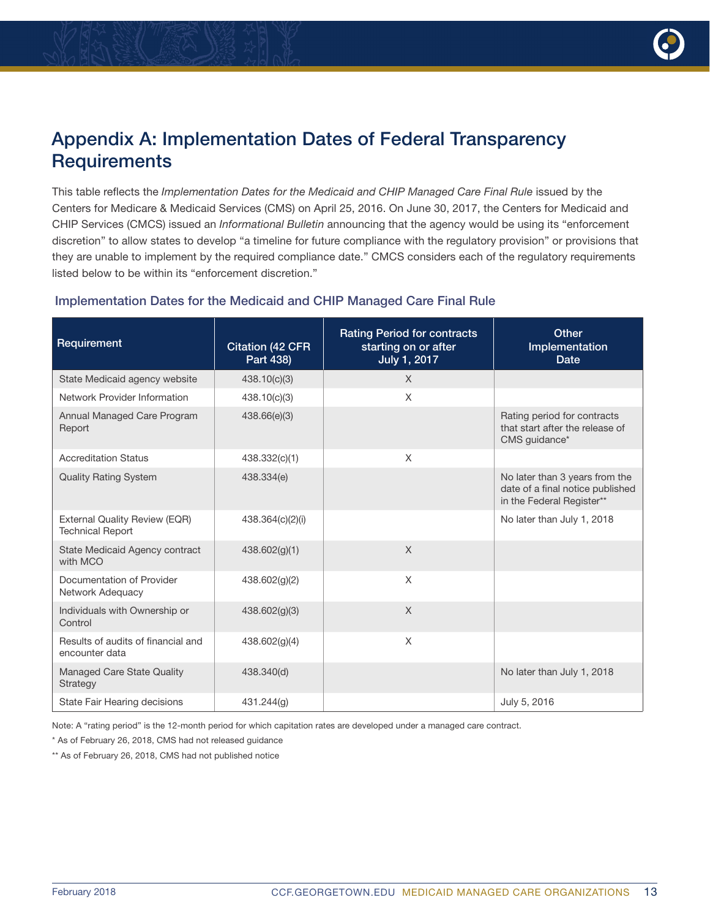# Appendix A: Implementation Dates of Federal Transparency Requirements

This table reflects the *Implementation Dates for the Medicaid and CHIP Managed Care Final Rule* issued by the Centers for Medicare & Medicaid Services (CMS) on April 25, 2016. On June 30, 2017, the Centers for Medicaid and CHIP Services (CMCS) issued an *Informational Bulletin* announcing that the agency would be using its "enforcement discretion" to allow states to develop "a timeline for future compliance with the regulatory provision" or provisions that they are unable to implement by the required compliance date." CMCS considers each of the regulatory requirements listed below to be within its "enforcement discretion."

### Implementation Dates for the Medicaid and CHIP Managed Care Final Rule

| Requirement | Citation (42 CFR Part 438) | Rating Period for contracts starting on or after July 1, 2017 | Other Implementation Date |
|---|---|---|---|
| State Medicaid agency website | 438.10(c)(3) | X | |
| Network Provider Information | 438.10(c)(3) | X | |
| Annual Managed Care Program Report | 438.66(e)(3) | | Rating period for contracts that start after the release of CMS guidance* |
| Accreditation Status | 438.332(c)(1) | X | |
| Quality Rating System | 438.334(e) | | No later than 3 years from the date of a final notice published in the Federal Register** |
| External Quality Review (EQR) Technical Report | 438.364(c)(2)(i) | | No later than July 1, 2018 |
| State Medicaid Agency contract with MCO | 438.602(g)(1) | X | |
| Documentation of Provider Network Adequacy | 438.602(g)(2) | X | |
| Individuals with Ownership or Control | 438.602(g)(3) | X | |
| Results of audits of financial and encounter data | 438.602(g)(4) | X | |
| Managed Care State Quality Strategy | 438.340(d) | | No later than July 1, 2018 |
| State Fair Hearing decisions | 431.244(g) | | July 5, 2016 |

Note: A "rating period" is the 12-month period for which capitation rates are developed under a managed care contract.

* As of February 26, 2018, CMS had not released guidance

** As of February 26, 2018, CMS had not published notice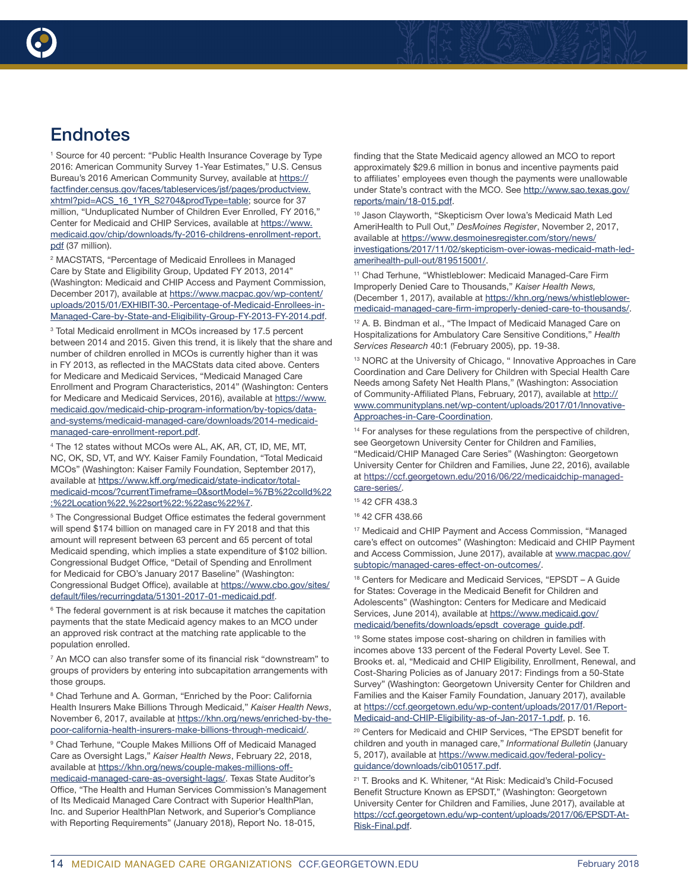# Endnotes

[1] Source for 40 percent: "Public Health Insurance Coverage by Type 2016: American Community Survey 1-Year Estimates," U.S. Census Bureau's 2016 American Community Survey, available at https://factfinder.census.gov/faces/tableservices/jsf/pages/productview.xhtml?pid=ACS_16_1YR_S2704&prodType=table; source for 37 million, "Unduplicated Number of Children Ever Enrolled, FY 2016," Center for Medicaid and CHIP Services, available at https://www.medicaid.gov/chip/downloads/fy-2016-childrens-enrollment-report.pdf (37 million).

[2] MACSTATS, "Percentage of Medicaid Enrollees in Managed Care by State and Eligibility Group, Updated FY 2013, 2014" (Washington: Medicaid and CHIP Access and Payment Commission, December 2017), available at https://www.macpac.gov/wp-content/uploads/2015/01/EXHIBIT-30.-Percentage-of-Medicaid-Enrollees-in-Managed-Care-by-State-and-Eligibility-Group-FY-2013-FY-2014.pdf.

[3] Total Medicaid enrollment in MCOs increased by 17.5 percent between 2014 and 2015. Given this trend, it is likely that the share and number of children enrolled in MCOs is currently higher than it was in FY 2013, as reflected in the MACStats data cited above. Centers for Medicare and Medicaid Services, "Medicaid Managed Care Enrollment and Program Characteristics, 2014" (Washington: Centers for Medicare and Medicaid Services, 2016), available at https://www.medicaid.gov/medicaid-chip-program-information/by-topics/data-and-systems/medicaid-managed-care/downloads/2014-medicaid-managed-care-enrollment-report.pdf.

[4] The 12 states without MCOs were AL, AK, AR, CT, ID, ME, MT, NC, OK, SD, VT, and WY. Kaiser Family Foundation, "Total Medicaid MCOs" (Washington: Kaiser Family Foundation, September 2017), available at https://www.kff.org/medicaid/state-indicator/total-medicaid-mcos/?currentTimeframe=0&sortModel=%7B%22colId%22:%22Location%22,%22sort%22:%22asc%22%7.

[5] The Congressional Budget Office estimates the federal government will spend $174 billion on managed care in FY 2018 and that this amount will represent between 63 percent and 65 percent of total Medicaid spending, which implies a state expenditure of $102 billion. Congressional Budget Office, "Detail of Spending and Enrollment for Medicaid for CBO's January 2017 Baseline" (Washington: Congressional Budget Office), available at https://www.cbo.gov/sites/default/files/recurringdata/51301-2017-01-medicaid.pdf.

[6] The federal government is at risk because it matches the capitation payments that the state Medicaid agency makes to an MCO under an approved risk contract at the matching rate applicable to the population enrolled.

[7] An MCO can also transfer some of its financial risk "downstream" to groups of providers by entering into subcapitation arrangements with those groups.

[8] Chad Terhune and A. Gorman, "Enriched by the Poor: California Health Insurers Make Billions Through Medicaid," *Kaiser Health News*, November 6, 2017, available at https://khn.org/news/enriched-by-the-poor-california-health-insurers-make-billions-through-medicaid/.

[9] Chad Terhune, "Couple Makes Millions Off of Medicaid Managed Care as Oversight Lags," *Kaiser Health News*, February 22, 2018, available at https://khn.org/news/couple-makes-millions-off-medicaid-managed-care-as-oversight-lags/. Texas State Auditor's Office, "The Health and Human Services Commission's Management of Its Medicaid Managed Care Contract with Superior HealthPlan, Inc. and Superior HealthPlan Network, and Superior's Compliance with Reporting Requirements" (January 2018), Report No. 18-015, finding that the State Medicaid agency allowed an MCO to report approximately $29.6 million in bonus and incentive payments paid to affiliates' employees even though the payments were unallowable under State's contract with the MCO. See http://www.sao.texas.gov/reports/main/18-015.pdf.

[10] Jason Clayworth, "Skepticism Over Iowa's Medicaid Math Led AmeriHealth to Pull Out," *DesMoines Register*, November 2, 2017, available at https://www.desmoinesregister.com/story/news/investigations/2017/11/02/skepticism-over-iowas-medicaid-math-led-amerihealth-pull-out/819515001/.

[11] Chad Terhune, "Whistleblower: Medicaid Managed-Care Firm Improperly Denied Care to Thousands," *Kaiser Health News,* (December 1, 2017), available at https://khn.org/news/whistleblower-medicaid-managed-care-firm-improperly-denied-care-to-thousands/.

[12] A. B. Bindman et al., "The Impact of Medicaid Managed Care on Hospitalizations for Ambulatory Care Sensitive Conditions," *Health Services Research* 40:1 (February 2005), pp. 19-38.

[13] NORC at the University of Chicago, " Innovative Approaches in Care Coordination and Care Delivery for Children with Special Health Care Needs among Safety Net Health Plans," (Washington: Association of Community-Affiliated Plans, February, 2017), available at http://www.communityplans.net/wp-content/uploads/2017/01/Innovative-Approaches-in-Care-Coordination.

[14] For analyses for these regulations from the perspective of children, see Georgetown University Center for Children and Families, "Medicaid/CHIP Managed Care Series" (Washington: Georgetown University Center for Children and Families, June 22, 2016), available at https://ccf.georgetown.edu/2016/06/22/medicaidchip-managed-care-series/.

[15] 42 CFR 438.3

[16] 42 CFR 438.66

[17] Medicaid and CHIP Payment and Access Commission, "Managed care's effect on outcomes" (Washington: Medicaid and CHIP Payment and Access Commission, June 2017), available at www.macpac.gov/subtopic/managed-cares-effect-on-outcomes/.

[18] Centers for Medicare and Medicaid Services, "EPSDT – A Guide for States: Coverage in the Medicaid Benefit for Children and Adolescents" (Washington: Centers for Medicare and Medicaid Services, June 2014), available at https://www.medicaid.gov/medicaid/benefits/downloads/epsdt_coverage_guide.pdf.

[19] Some states impose cost-sharing on children in families with incomes above 133 percent of the Federal Poverty Level. See T. Brooks et. al, "Medicaid and CHIP Eligibility, Enrollment, Renewal, and Cost-Sharing Policies as of January 2017: Findings from a 50-State Survey" (Washington: Georgetown University Center for Children and Families and the Kaiser Family Foundation, January 2017), available at https://ccf.georgetown.edu/wp-content/uploads/2017/01/Report-Medicaid-and-CHIP-Eligibility-as-of-Jan-2017-1.pdf, p. 16.

[20] Centers for Medicaid and CHIP Services, "The EPSDT benefit for children and youth in managed care," *Informational Bulletin* (January 5, 2017), available at https://www.medicaid.gov/federal-policy-guidance/downloads/cib010517.pdf.

[21] T. Brooks and K. Whitener, "At Risk: Medicaid's Child-Focused Benefit Structure Known as EPSDT," (Washington: Georgetown University Center for Children and Families, June 2017), available at https://ccf.georgetown.edu/wp-content/uploads/2017/06/EPSDT-At-Risk-Final.pdf.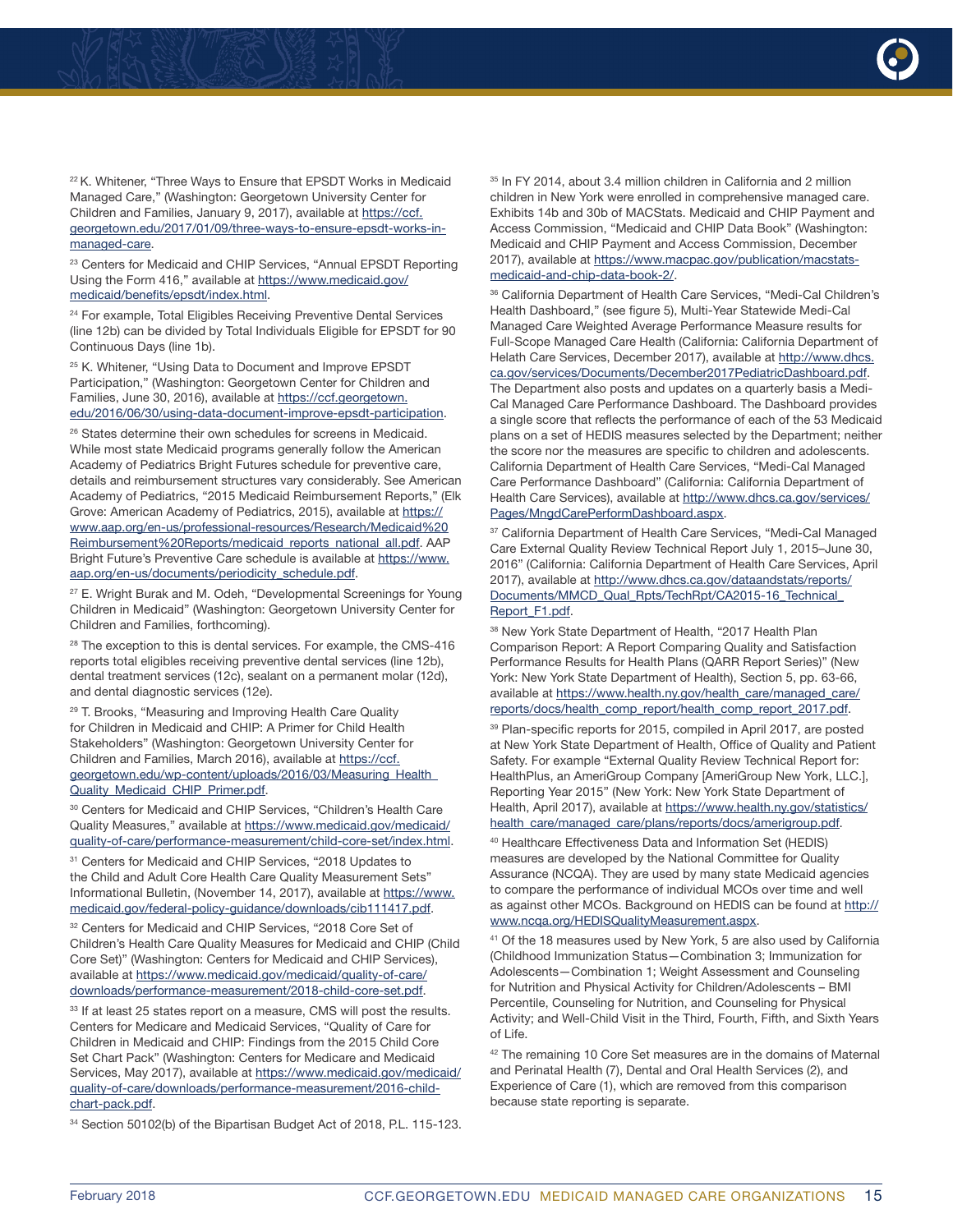[22] K. Whitener, "Three Ways to Ensure that EPSDT Works in Medicaid Managed Care," (Washington: Georgetown University Center for Children and Families, January 9, 2017), available at https://ccf.georgetown.edu/2017/01/09/three-ways-to-ensure-epsdt-works-in-managed-care.

[23] Centers for Medicaid and CHIP Services, "Annual EPSDT Reporting Using the Form 416," available at https://www.medicaid.gov/medicaid/benefits/epsdt/index.html.

[24] For example, Total Eligibles Receiving Preventive Dental Services (line 12b) can be divided by Total Individuals Eligible for EPSDT for 90 Continuous Days (line 1b).

[25] K. Whitener, "Using Data to Document and Improve EPSDT Participation," (Washington: Georgetown Center for Children and Families, June 30, 2016), available at https://ccf.georgetown.edu/2016/06/30/using-data-document-improve-epsdt-participation.

[26] States determine their own schedules for screens in Medicaid. While most state Medicaid programs generally follow the American Academy of Pediatrics Bright Futures schedule for preventive care, details and reimbursement structures vary considerably. See American Academy of Pediatrics, "2015 Medicaid Reimbursement Reports," (Elk Grove: American Academy of Pediatrics, 2015), available at https://www.aap.org/en-us/professional-resources/Research/Medicaid%20Reimbursement%20Reports/medicaid_reports_national_all.pdf. AAP Bright Future's Preventive Care schedule is available at https://www.aap.org/en-us/documents/periodicity_schedule.pdf.

[27] E. Wright Burak and M. Odeh, "Developmental Screenings for Young Children in Medicaid" (Washington: Georgetown University Center for Children and Families, forthcoming).

[28] The exception to this is dental services. For example, the CMS-416 reports total eligibles receiving preventive dental services (line 12b), dental treatment services (12c), sealant on a permanent molar (12d), and dental diagnostic services (12e).

[29] T. Brooks, "Measuring and Improving Health Care Quality for Children in Medicaid and CHIP: A Primer for Child Health Stakeholders" (Washington: Georgetown University Center for Children and Families, March 2016), available at https://ccf.georgetown.edu/wp-content/uploads/2016/03/Measuring_Health_Quality_Medicaid_CHIP_Primer.pdf.

[30] Centers for Medicaid and CHIP Services, "Children's Health Care Quality Measures," available at https://www.medicaid.gov/medicaid/quality-of-care/performance-measurement/child-core-set/index.html.

[31] Centers for Medicaid and CHIP Services, "2018 Updates to the Child and Adult Core Health Care Quality Measurement Sets" Informational Bulletin, (November 14, 2017), available at https://www.medicaid.gov/federal-policy-guidance/downloads/cib111417.pdf.

[32] Centers for Medicaid and CHIP Services, "2018 Core Set of Children's Health Care Quality Measures for Medicaid and CHIP (Child Core Set)" (Washington: Centers for Medicaid and CHIP Services), available at https://www.medicaid.gov/medicaid/quality-of-care/downloads/performance-measurement/2018-child-core-set.pdf.

[33] If at least 25 states report on a measure, CMS will post the results. Centers for Medicare and Medicaid Services, "Quality of Care for Children in Medicaid and CHIP: Findings from the 2015 Child Core Set Chart Pack" (Washington: Centers for Medicare and Medicaid Services, May 2017), available at https://www.medicaid.gov/medicaid/quality-of-care/downloads/performance-measurement/2016-child-chart-pack.pdf.

[34] Section 50102(b) of the Bipartisan Budget Act of 2018, P.L. 115-123.

[35] In FY 2014, about 3.4 million children in California and 2 million children in New York were enrolled in comprehensive managed care. Exhibits 14b and 30b of MACStats. Medicaid and CHIP Payment and Access Commission, "Medicaid and CHIP Data Book" (Washington: Medicaid and CHIP Payment and Access Commission, December 2017), available at https://www.macpac.gov/publication/macstats-medicaid-and-chip-data-book-2/.

[36] California Department of Health Care Services, "Medi-Cal Children's Health Dashboard," (see figure 5), Multi-Year Statewide Medi-Cal Managed Care Weighted Average Performance Measure results for Full-Scope Managed Care Health (California: California Department of Helath Care Services, December 2017), available at http://www.dhcs.ca.gov/services/Documents/December2017PediatricDashboard.pdf. The Department also posts and updates on a quarterly basis a Medi-Cal Managed Care Performance Dashboard. The Dashboard provides a single score that reflects the performance of each of the 53 Medicaid plans on a set of HEDIS measures selected by the Department; neither the score nor the measures are specific to children and adolescents. California Department of Health Care Services, "Medi-Cal Managed Care Performance Dashboard" (California: California Department of Health Care Services), available at http://www.dhcs.ca.gov/services/Pages/MngdCarePerformDashboard.aspx.

[37] California Department of Health Care Services, "Medi-Cal Managed Care External Quality Review Technical Report July 1, 2015–June 30, 2016" (California: California Department of Health Care Services, April 2017), available at http://www.dhcs.ca.gov/dataandstats/reports/Documents/MMCD_Qual_Rpts/TechRpt/CA2015-16_Technical_Report_F1.pdf.

[38] New York State Department of Health, "2017 Health Plan Comparison Report: A Report Comparing Quality and Satisfaction Performance Results for Health Plans (QARR Report Series)" (New York: New York State Department of Health), Section 5, pp. 63-66, available at https://www.health.ny.gov/health_care/managed_care/reports/docs/health_comp_report/health_comp_report_2017.pdf.

[39] Plan-specific reports for 2015, compiled in April 2017, are posted at New York State Department of Health, Office of Quality and Patient Safety. For example "External Quality Review Technical Report for: HealthPlus, an AmeriGroup Company [AmeriGroup New York, LLC.], Reporting Year 2015" (New York: New York State Department of Health, April 2017), available at https://www.health.ny.gov/statistics/health_care/managed_care/plans/reports/docs/amerigroup.pdf.

[40] Healthcare Effectiveness Data and Information Set (HEDIS) measures are developed by the National Committee for Quality Assurance (NCQA). They are used by many state Medicaid agencies to compare the performance of individual MCOs over time and well as against other MCOs. Background on HEDIS can be found at http://www.ncqa.org/HEDISQualityMeasurement.aspx.

[41] Of the 18 measures used by New York, 5 are also used by California (Childhood Immunization Status—Combination 3; Immunization for Adolescents—Combination 1; Weight Assessment and Counseling for Nutrition and Physical Activity for Children/Adolescents – BMI Percentile, Counseling for Nutrition, and Counseling for Physical Activity; and Well-Child Visit in the Third, Fourth, Fifth, and Sixth Years of Life.

[42] The remaining 10 Core Set measures are in the domains of Maternal and Perinatal Health (7), Dental and Oral Health Services (2), and Experience of Care (1), which are removed from this comparison because state reporting is separate.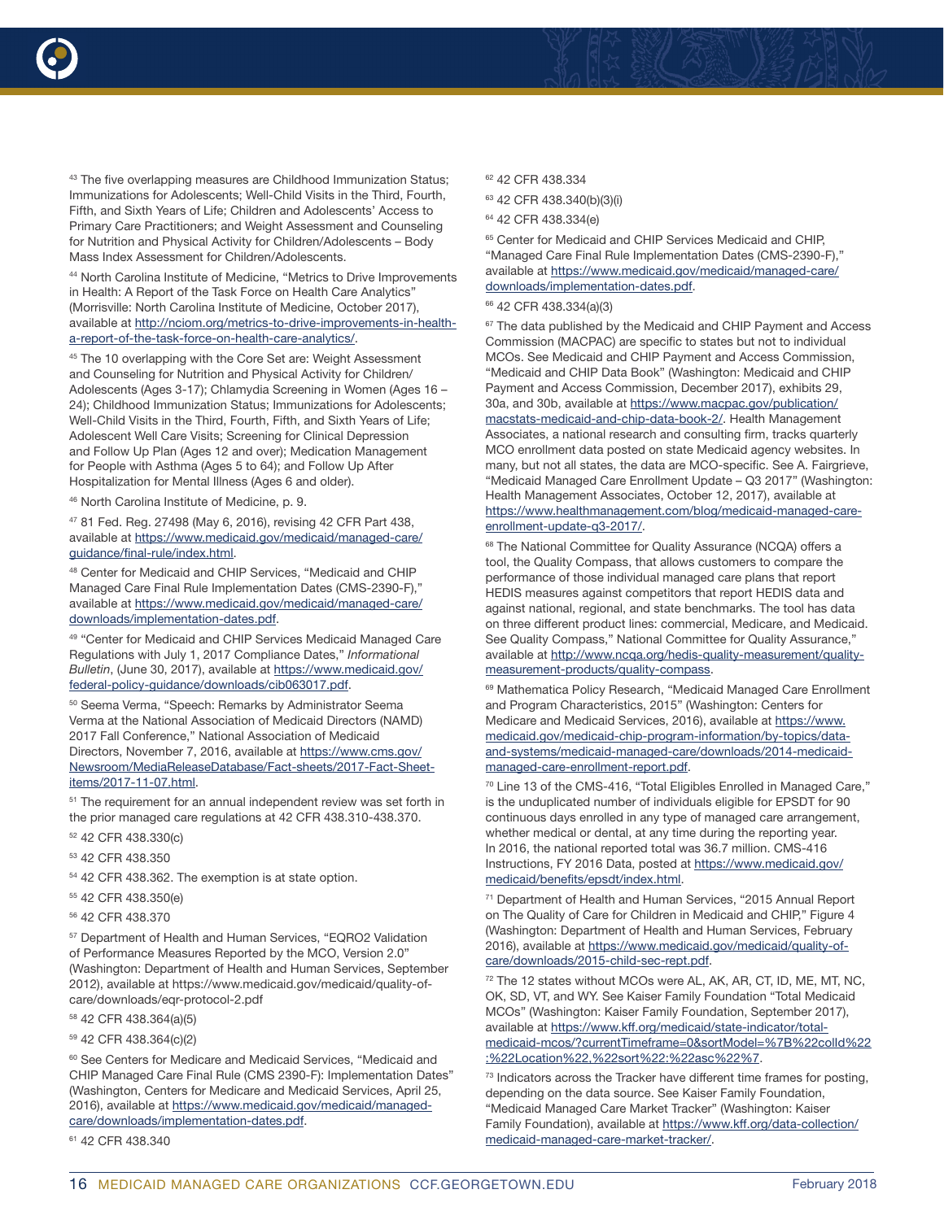[43] The five overlapping measures are Childhood Immunization Status; Immunizations for Adolescents; Well-Child Visits in the Third, Fourth, Fifth, and Sixth Years of Life; Children and Adolescents' Access to Primary Care Practitioners; and Weight Assessment and Counseling for Nutrition and Physical Activity for Children/Adolescents – Body Mass Index Assessment for Children/Adolescents.

[44] North Carolina Institute of Medicine, "Metrics to Drive Improvements in Health: A Report of the Task Force on Health Care Analytics" (Morrisville: North Carolina Institute of Medicine, October 2017), available at http://nciom.org/metrics-to-drive-improvements-in-health-a-report-of-the-task-force-on-health-care-analytics/.

[45] The 10 overlapping with the Core Set are: Weight Assessment and Counseling for Nutrition and Physical Activity for Children/Adolescents (Ages 3-17); Chlamydia Screening in Women (Ages 16 – 24); Childhood Immunization Status; Immunizations for Adolescents; Well-Child Visits in the Third, Fourth, Fifth, and Sixth Years of Life; Adolescent Well Care Visits; Screening for Clinical Depression and Follow Up Plan (Ages 12 and over); Medication Management for People with Asthma (Ages 5 to 64); and Follow Up After Hospitalization for Mental Illness (Ages 6 and older).

[46] North Carolina Institute of Medicine, p. 9.

[47] 81 Fed. Reg. 27498 (May 6, 2016), revising 42 CFR Part 438, available at https://www.medicaid.gov/medicaid/managed-care/guidance/final-rule/index.html.

[48] Center for Medicaid and CHIP Services, "Medicaid and CHIP Managed Care Final Rule Implementation Dates (CMS-2390-F)," available at https://www.medicaid.gov/medicaid/managed-care/downloads/implementation-dates.pdf.

[49] "Center for Medicaid and CHIP Services Medicaid Managed Care Regulations with July 1, 2017 Compliance Dates," *Informational Bulletin*, (June 30, 2017), available at https://www.medicaid.gov/federal-policy-guidance/downloads/cib063017.pdf.

[50] Seema Verma, "Speech: Remarks by Administrator Seema Verma at the National Association of Medicaid Directors (NAMD) 2017 Fall Conference," National Association of Medicaid Directors, November 7, 2016, available at https://www.cms.gov/Newsroom/MediaReleaseDatabase/Fact-sheets/2017-Fact-Sheet-items/2017-11-07.html.

[51] The requirement for an annual independent review was set forth in the prior managed care regulations at 42 CFR 438.310-438.370.

[52] 42 CFR 438.330(c)

[53] 42 CFR 438.350

[54] 42 CFR 438.362. The exemption is at state option.

[55] 42 CFR 438.350(e)

[56] 42 CFR 438.370

[57] Department of Health and Human Services, "EQRO2 Validation of Performance Measures Reported by the MCO, Version 2.0" (Washington: Department of Health and Human Services, September 2012), available at https://www.medicaid.gov/medicaid/quality-of-care/downloads/eqr-protocol-2.pdf

[58] 42 CFR 438.364(a)(5)

[59] 42 CFR 438.364(c)(2)

[60] See Centers for Medicare and Medicaid Services, "Medicaid and CHIP Managed Care Final Rule (CMS 2390-F): Implementation Dates" (Washington, Centers for Medicare and Medicaid Services, April 25, 2016), available at https://www.medicaid.gov/medicaid/managed-care/downloads/implementation-dates.pdf.

[61] 42 CFR 438.340

[62] 42 CFR 438.334

[63] 42 CFR 438.340(b)(3)(i)

[64] 42 CFR 438.334(e)

[65] Center for Medicaid and CHIP Services Medicaid and CHIP, "Managed Care Final Rule Implementation Dates (CMS-2390-F)," available at https://www.medicaid.gov/medicaid/managed-care/downloads/implementation-dates.pdf.

[66] 42 CFR 438.334(a)(3)

[67] The data published by the Medicaid and CHIP Payment and Access Commission (MACPAC) are specific to states but not to individual MCOs. See Medicaid and CHIP Payment and Access Commission, "Medicaid and CHIP Data Book" (Washington: Medicaid and CHIP Payment and Access Commission, December 2017), exhibits 29, 30a, and 30b, available at https://www.macpac.gov/publication/macstats-medicaid-and-chip-data-book-2/. Health Management Associates, a national research and consulting firm, tracks quarterly MCO enrollment data posted on state Medicaid agency websites. In many, but not all states, the data are MCO-specific. See A. Fairgrieve, "Medicaid Managed Care Enrollment Update – Q3 2017" (Washington: Health Management Associates, October 12, 2017), available at https://www.healthmanagement.com/blog/medicaid-managed-care-enrollment-update-q3-2017/.

[68] The National Committee for Quality Assurance (NCQA) offers a tool, the Quality Compass, that allows customers to compare the performance of those individual managed care plans that report HEDIS measures against competitors that report HEDIS data and against national, regional, and state benchmarks. The tool has data on three different product lines: commercial, Medicare, and Medicaid. See Quality Compass," National Committee for Quality Assurance," available at http://www.ncqa.org/hedis-quality-measurement/quality-measurement-products/quality-compass.

[69] Mathematica Policy Research, "Medicaid Managed Care Enrollment and Program Characteristics, 2015" (Washington: Centers for Medicare and Medicaid Services, 2016), available at https://www.medicaid.gov/medicaid-chip-program-information/by-topics/data-and-systems/medicaid-managed-care/downloads/2014-medicaid-managed-care-enrollment-report.pdf.

[70] Line 13 of the CMS-416, "Total Eligibles Enrolled in Managed Care," is the unduplicated number of individuals eligible for EPSDT for 90 continuous days enrolled in any type of managed care arrangement, whether medical or dental, at any time during the reporting year. In 2016, the national reported total was 36.7 million. CMS-416 Instructions, FY 2016 Data, posted at https://www.medicaid.gov/medicaid/benefits/epsdt/index.html.

[71] Department of Health and Human Services, "2015 Annual Report on The Quality of Care for Children in Medicaid and CHIP," Figure 4 (Washington: Department of Health and Human Services, February 2016), available at https://www.medicaid.gov/medicaid/quality-of-care/downloads/2015-child-sec-rept.pdf.

[72] The 12 states without MCOs were AL, AK, AR, CT, ID, ME, MT, NC, OK, SD, VT, and WY. See Kaiser Family Foundation "Total Medicaid MCOs" (Washington: Kaiser Family Foundation, September 2017), available at https://www.kff.org/medicaid/state-indicator/total-medicaid-mcos/?currentTimeframe=0&sortModel=%7B%22colId%22:%22Location%22,%22sort%22:%22asc%22%7.

[73] Indicators across the Tracker have different time frames for posting, depending on the data source. See Kaiser Family Foundation, "Medicaid Managed Care Market Tracker" (Washington: Kaiser Family Foundation), available at https://www.kff.org/data-collection/medicaid-managed-care-market-tracker/.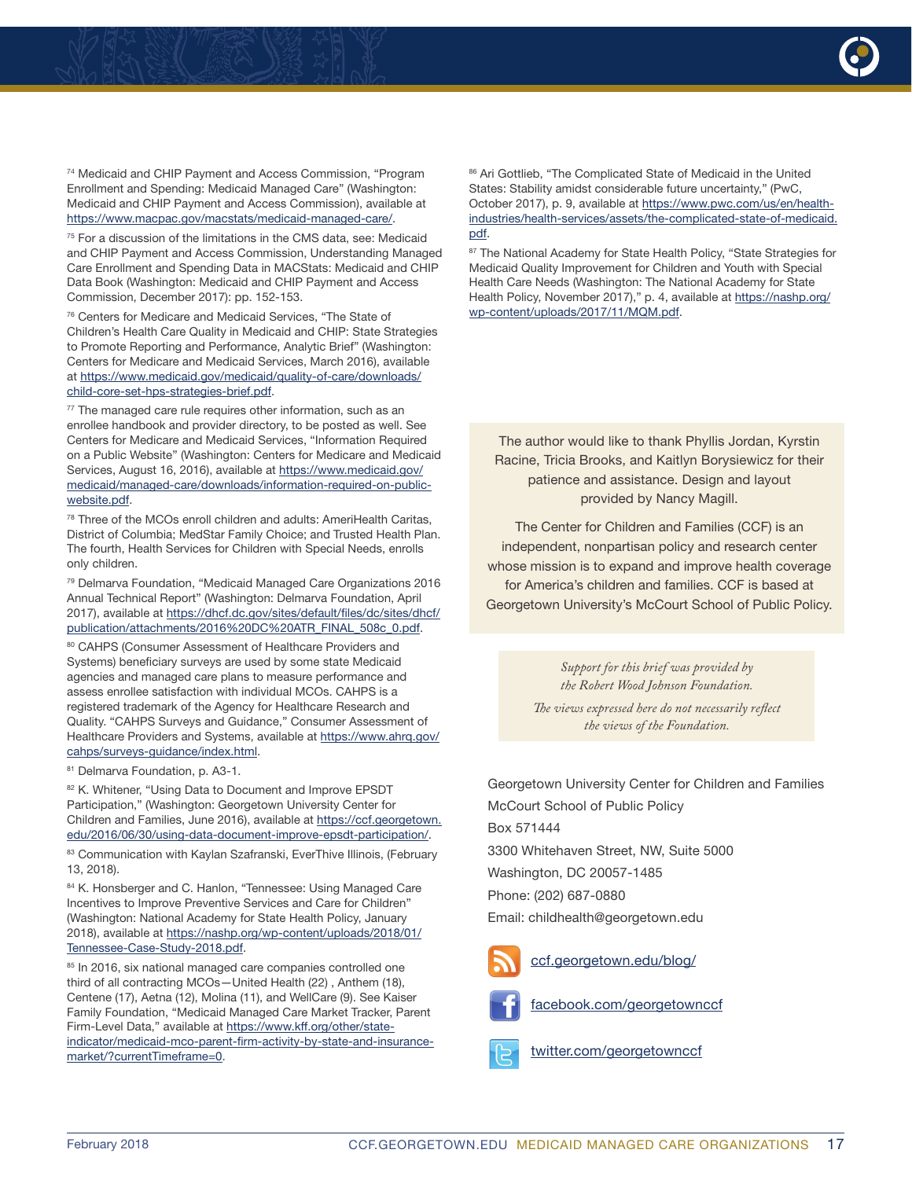[74] Medicaid and CHIP Payment and Access Commission, "Program Enrollment and Spending: Medicaid Managed Care" (Washington: Medicaid and CHIP Payment and Access Commission), available at https://www.macpac.gov/macstats/medicaid-managed-care/.

[75] For a discussion of the limitations in the CMS data, see: Medicaid and CHIP Payment and Access Commission, Understanding Managed Care Enrollment and Spending Data in MACStats: Medicaid and CHIP Data Book (Washington: Medicaid and CHIP Payment and Access Commission, December 2017): pp. 152-153.

[76] Centers for Medicare and Medicaid Services, "The State of Children's Health Care Quality in Medicaid and CHIP: State Strategies to Promote Reporting and Performance, Analytic Brief" (Washington: Centers for Medicare and Medicaid Services, March 2016), available at https://www.medicaid.gov/medicaid/quality-of-care/downloads/child-core-set-hps-strategies-brief.pdf.

[77] The managed care rule requires other information, such as an enrollee handbook and provider directory, to be posted as well. See Centers for Medicare and Medicaid Services, "Information Required on a Public Website" (Washington: Centers for Medicare and Medicaid Services, August 16, 2016), available at https://www.medicaid.gov/medicaid/managed-care/downloads/information-required-on-public-website.pdf.

[78] Three of the MCOs enroll children and adults: AmeriHealth Caritas, District of Columbia; MedStar Family Choice; and Trusted Health Plan. The fourth, Health Services for Children with Special Needs, enrolls only children.

[79] Delmarva Foundation, "Medicaid Managed Care Organizations 2016 Annual Technical Report" (Washington: Delmarva Foundation, April 2017), available at https://dhcf.dc.gov/sites/default/files/dc/sites/dhcf/publication/attachments/2016%20DC%20ATR_FINAL_508c_0.pdf.

[80] CAHPS (Consumer Assessment of Healthcare Providers and Systems) beneficiary surveys are used by some state Medicaid agencies and managed care plans to measure performance and assess enrollee satisfaction with individual MCOs. CAHPS is a registered trademark of the Agency for Healthcare Research and Quality. "CAHPS Surveys and Guidance," Consumer Assessment of Healthcare Providers and Systems, available at https://www.ahrq.gov/cahps/surveys-guidance/index.html.

[81] Delmarva Foundation, p. A3-1.

[82] K. Whitener, "Using Data to Document and Improve EPSDT Participation," (Washington: Georgetown University Center for Children and Families, June 2016), available at https://ccf.georgetown.edu/2016/06/30/using-data-document-improve-epsdt-participation/.

[83] Communication with Kaylan Szafranski, EverThrive Illinois, (February 13, 2018).

[84] K. Honsberger and C. Hanlon, "Tennessee: Using Managed Care Incentives to Improve Preventive Services and Care for Children" (Washington: National Academy for State Health Policy, January 2018), available at https://nashp.org/wp-content/uploads/2018/01/Tennessee-Case-Study-2018.pdf.

[85] In 2016, six national managed care companies controlled one third of all contracting MCOs—United Health (22) , Anthem (18), Centene (17), Aetna (12), Molina (11), and WellCare (9). See Kaiser Family Foundation, "Medicaid Managed Care Market Tracker, Parent Firm-Level Data," available at https://www.kff.org/other/state-indicator/medicaid-mco-parent-firm-activity-by-state-and-insurance-market/?currentTimeframe=0.

[86] Ari Gottlieb, "The Complicated State of Medicaid in the United States: Stability amidst considerable future uncertainty," (PwC, October 2017), p. 9, available at https://www.pwc.com/us/en/health-industries/health-services/assets/the-complicated-state-of-medicaid.pdf.

[87] The National Academy for State Health Policy, "State Strategies for Medicaid Quality Improvement for Children and Youth with Special Health Care Needs (Washington: The National Academy for State Health Policy, November 2017)," p. 4, available at https://nashp.org/wp-content/uploads/2017/11/MQM.pdf.

The author would like to thank Phyllis Jordan, Kyrstin Racine, Tricia Brooks, and Kaitlyn Borysiewicz for their patience and assistance. Design and layout provided by Nancy Magill.

The Center for Children and Families (CCF) is an independent, nonpartisan policy and research center whose mission is to expand and improve health coverage for America's children and families. CCF is based at Georgetown University's McCourt School of Public Policy.

*Support for this brief was provided by the Robert Wood Johnson Foundation.*

*The views expressed here do not necessarily reflect the views of the Foundation.*

Georgetown University Center for Children and Families
McCourt School of Public Policy
Box 571444
3300 Whitehaven Street, NW, Suite 5000
Washington, DC 20057-1485
Phone: (202) 687-0880
Email: childhealth@georgetown.edu

ccf.georgetown.edu/blog/

facebook.com/georgetownccf

twitter.com/georgetownccf